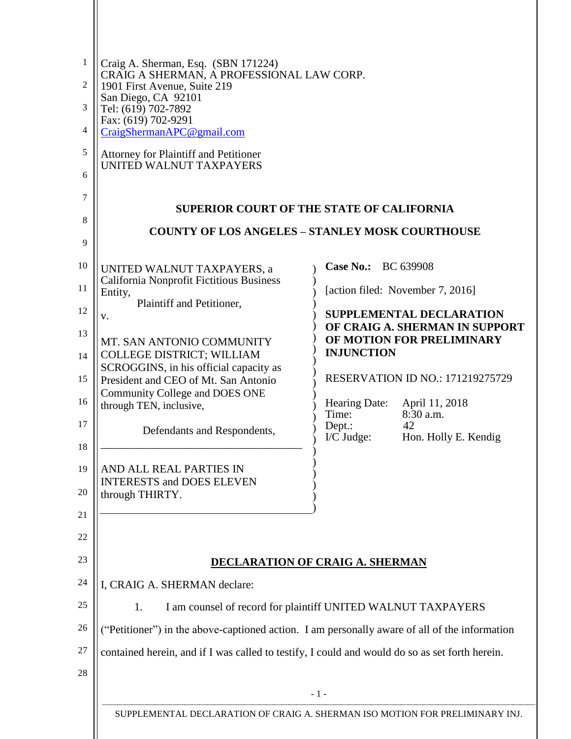Craig A. Sherman, Esq. (SBN 171224)
CRAIG A SHERMAN, A PROFESSIONAL LAW CORP.
1901 First Avenue, Suite 219
San Diego, CA 92101
Tel: (619) 702-7892
Fax: (619) 702-9291
CraigShermanAPC@gmail.com

Attorney for Plaintiff and Petitioner
UNITED WALNUT TAXPAYERS

**SUPERIOR COURT OF THE STATE OF CALIFORNIA**

**COUNTY OF LOS ANGELES – STANLEY MOSK COURTHOUSE**

UNITED WALNUT TAXPAYERS, a California Nonprofit Fictitious Business Entity,
Plaintiff and Petitioner,
v.

MT. SAN ANTONIO COMMUNITY COLLEGE DISTRICT; WILLIAM SCROGGINS, in his official capacity as President and CEO of Mt. San Antonio Community College and DOES ONE through TEN, inclusive,

Defendants and Respondents,

---

AND ALL REAL PARTIES IN INTERESTS and DOES ELEVEN through THIRTY.

**Case No.:** BC 639908

[action filed: November 7, 2016]

**SUPPLEMENTAL DECLARATION OF CRAIG A. SHERMAN IN SUPPORT OF MOTION FOR PRELIMINARY INJUNCTION**

RESERVATION ID NO.: 171219275729

Hearing Date: April 11, 2018
Time: 8:30 a.m.
Dept.: 42
I/C Judge: Hon. Holly E. Kendig

**DECLARATION OF CRAIG A. SHERMAN**

I, CRAIG A. SHERMAN declare:

1. I am counsel of record for plaintiff UNITED WALNUT TAXPAYERS ("Petitioner") in the above-captioned action. I am personally aware of all of the information contained herein, and if I was called to testify, I could and would do so as set forth herein.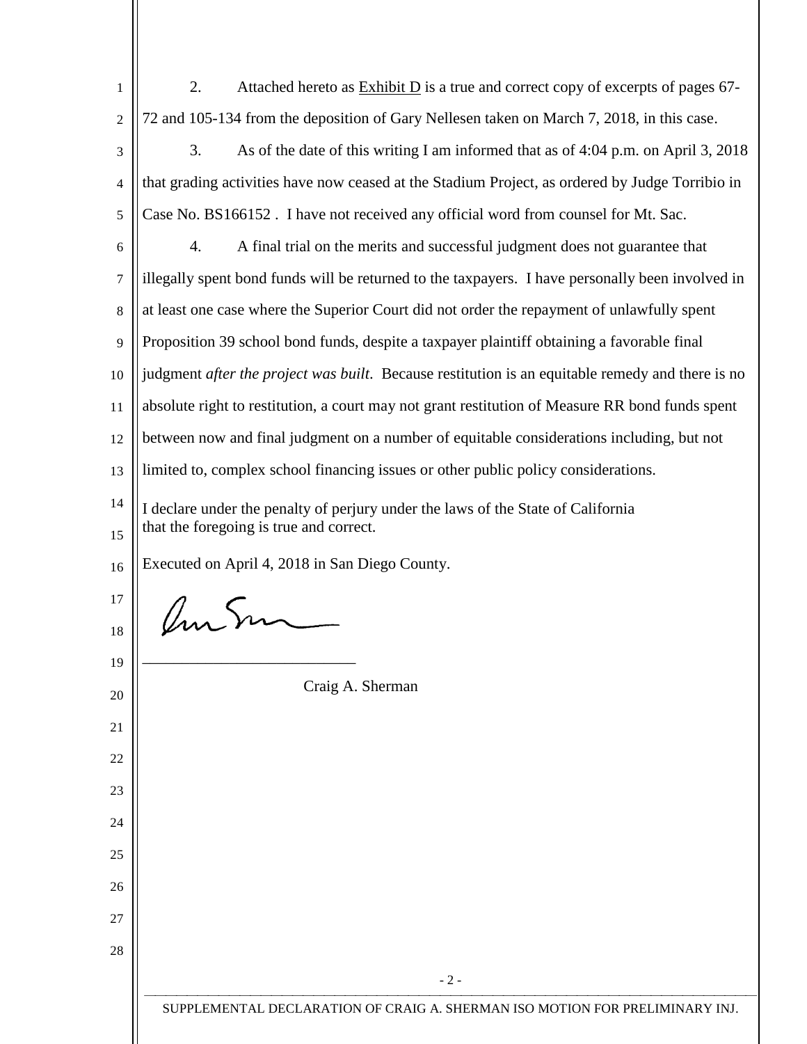2. Attached hereto as Exhibit D is a true and correct copy of excerpts of pages 67-72 and 105-134 from the deposition of Gary Nellesen taken on March 7, 2018, in this case.

3. As of the date of this writing I am informed that as of 4:04 p.m. on April 3, 2018 that grading activities have now ceased at the Stadium Project, as ordered by Judge Torribio in Case No. BS166152 . I have not received any official word from counsel for Mt. Sac.

4. A final trial on the merits and successful judgment does not guarantee that illegally spent bond funds will be returned to the taxpayers. I have personally been involved in at least one case where the Superior Court did not order the repayment of unlawfully spent Proposition 39 school bond funds, despite a taxpayer plaintiff obtaining a favorable final judgment *after the project was built*. Because restitution is an equitable remedy and there is no absolute right to restitution, a court may not grant restitution of Measure RR bond funds spent between now and final judgment on a number of equitable considerations including, but not limited to, complex school financing issues or other public policy considerations.

I declare under the penalty of perjury under the laws of the State of California that the foregoing is true and correct.

Executed on April 4, 2018 in San Diego County.

\_\_\_\_\_\_\_\_\_\_\_\_\_\_\_\_\_\_\_\_\_\_\_\_\_\_\_\_

Craig A. Sherman

SUPPLEMENTAL DECLARATION OF CRAIG A. SHERMAN ISO MOTION FOR PRELIMINARY INJ.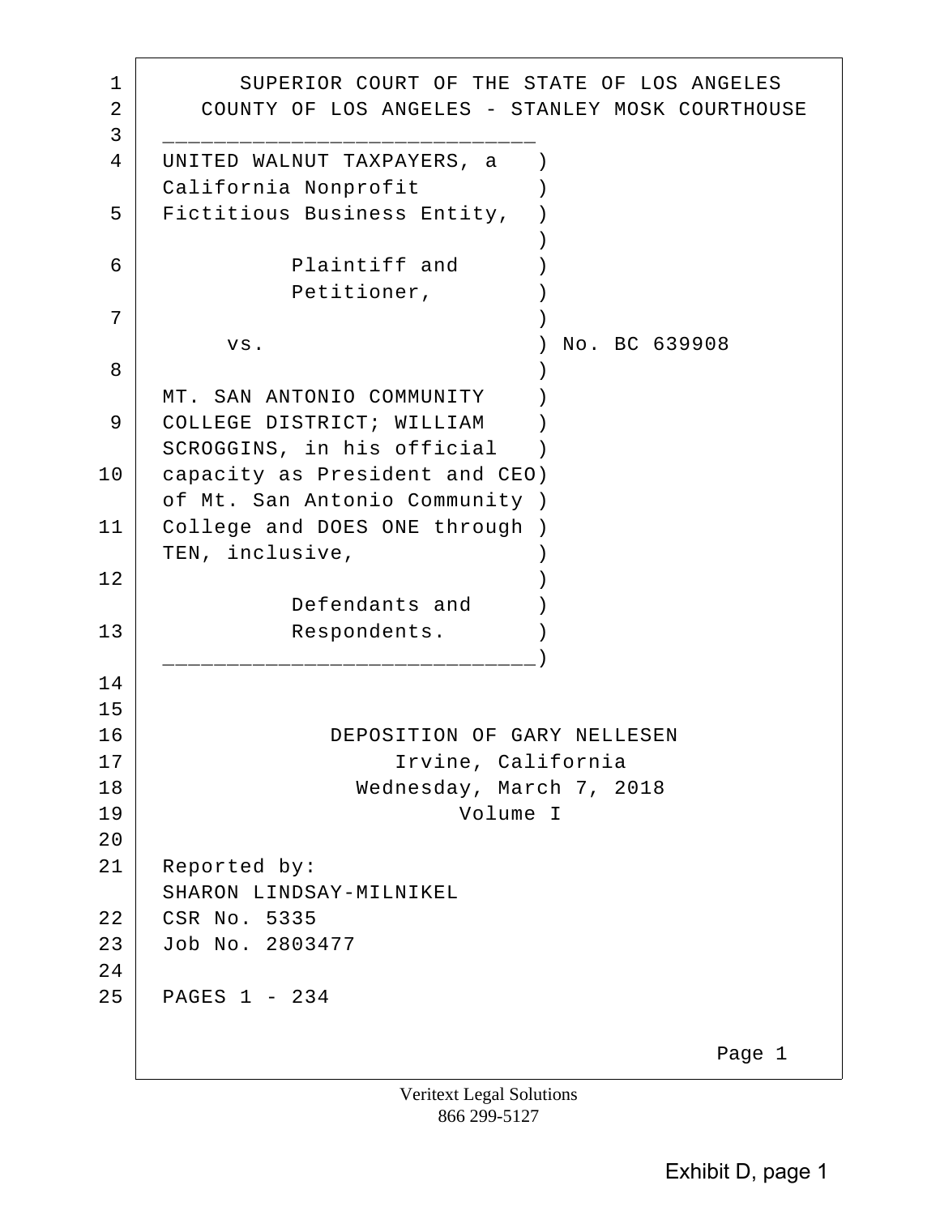SUPERIOR COURT OF THE STATE OF LOS ANGELES
COUNTY OF LOS ANGELES - STANLEY MOSK COURTHOUSE

UNITED WALNUT TAXPAYERS, a California Nonprofit Fictitious Business Entity,

Plaintiff and Petitioner,

vs.

MT. SAN ANTONIO COMMUNITY COLLEGE DISTRICT; WILLIAM SCROGGINS, in his official capacity as President and CEO of Mt. San Antonio Community College and DOES ONE through TEN, inclusive,

Defendants and Respondents.

No. BC 639908

DEPOSITION OF GARY NELLESEN
Irvine, California
Wednesday, March 7, 2018
Volume I

Reported by:
SHARON LINDSAY-MILNIKEL
CSR No. 5335
Job No. 2803477

PAGES 1 - 234

Veritext Legal Solutions
866 299-5127

Exhibit D, page 1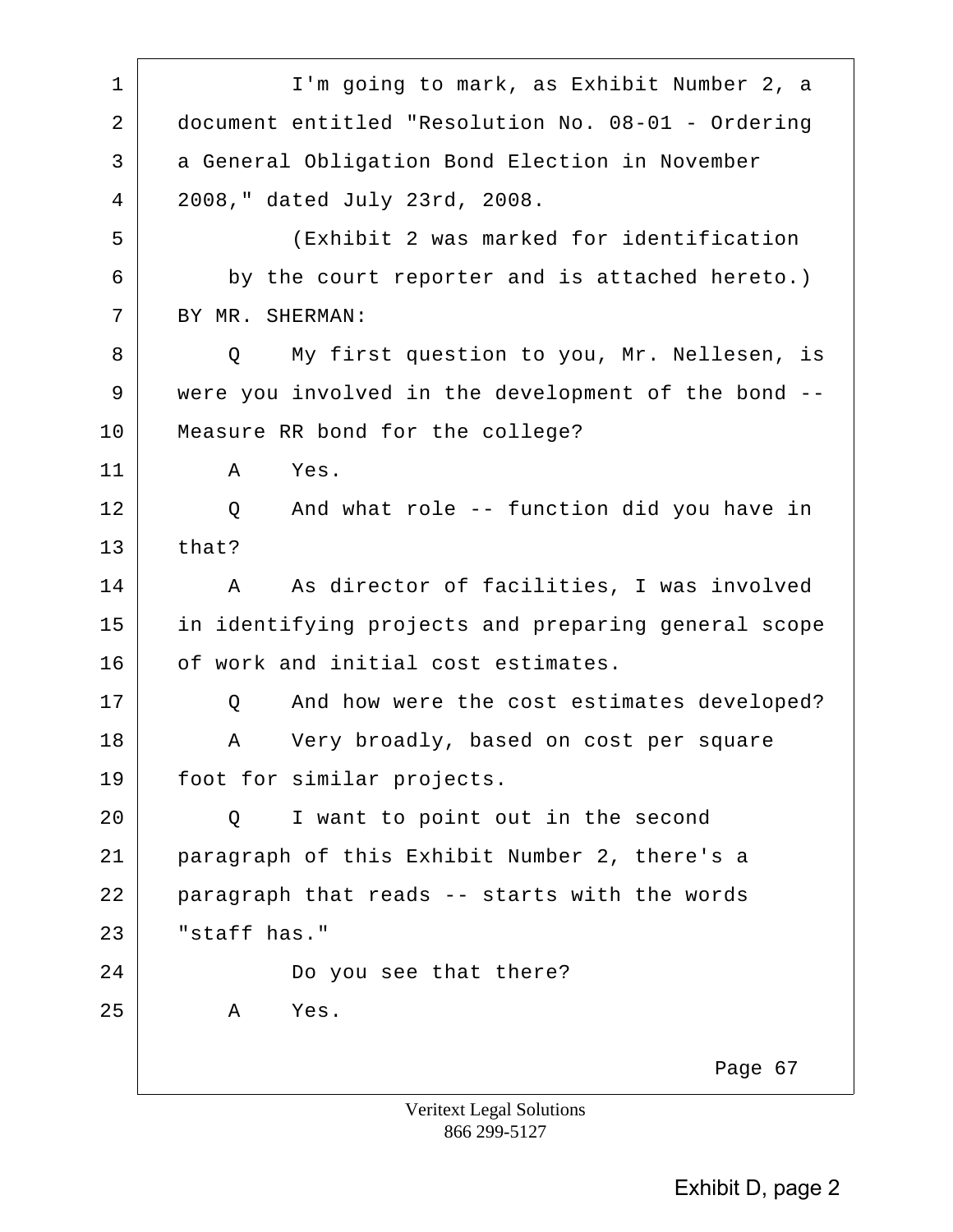1 I'm going to mark, as Exhibit Number 2, a
2 document entitled "Resolution No. 08-01 - Ordering
3 a General Obligation Bond Election in November
4 2008," dated July 23rd, 2008.
5 (Exhibit 2 was marked for identification
6 by the court reporter and is attached hereto.)
7 BY MR. SHERMAN:
8 Q My first question to you, Mr. Nellesen, is
9 were you involved in the development of the bond --
10 Measure RR bond for the college?
11 A Yes.
12 Q And what role -- function did you have in
13 that?
14 A As director of facilities, I was involved
15 in identifying projects and preparing general scope
16 of work and initial cost estimates.
17 Q And how were the cost estimates developed?
18 A Very broadly, based on cost per square
19 foot for similar projects.
20 Q I want to point out in the second
21 paragraph of this Exhibit Number 2, there's a
22 paragraph that reads -- starts with the words
23 "staff has."
24 Do you see that there?
25 A Yes.

Page 67

Veritext Legal Solutions
866 299-5127

Exhibit D, page 2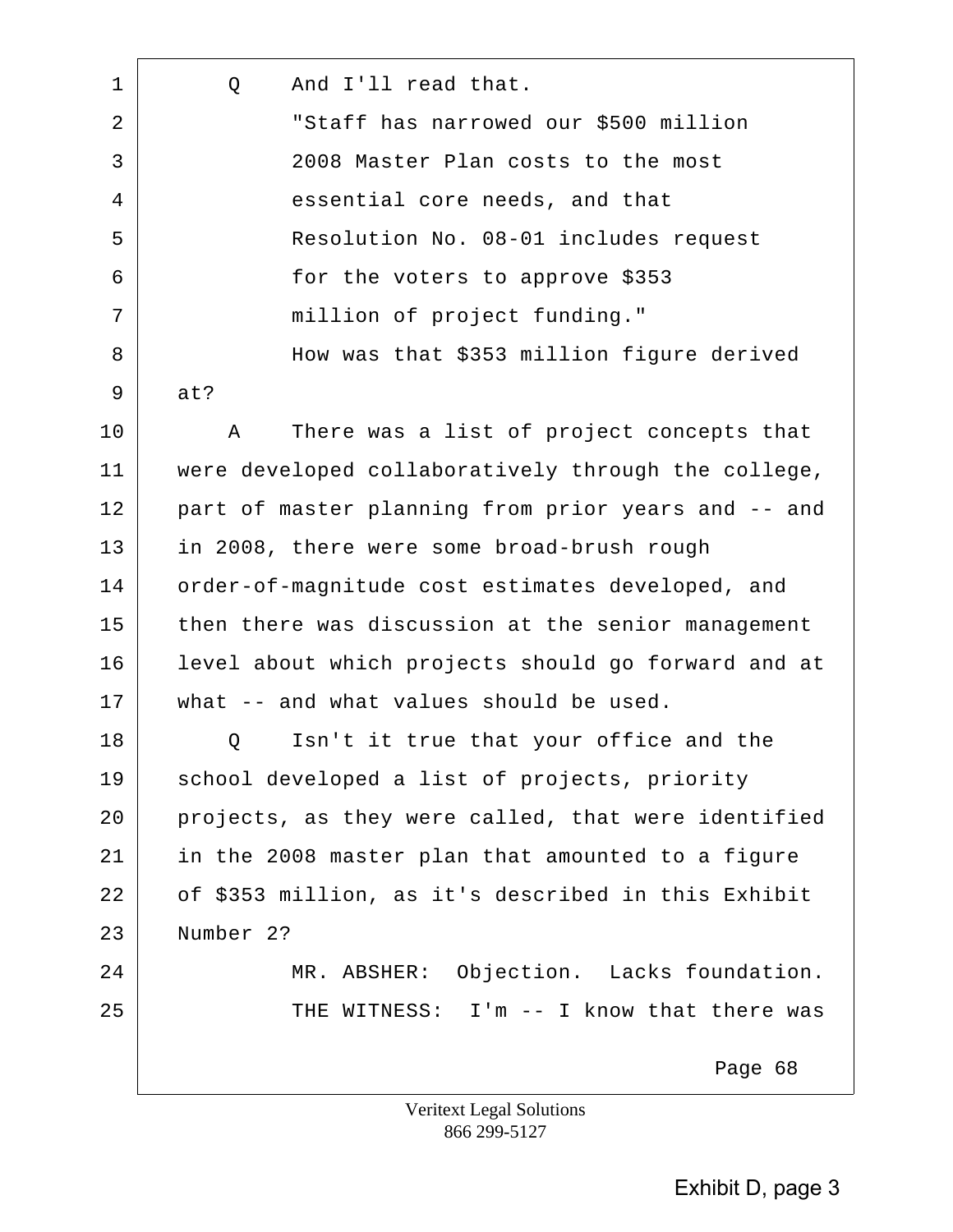Q And I'll read that.

"Staff has narrowed our $500 million 2008 Master Plan costs to the most essential core needs, and that Resolution No. 08-01 includes request for the voters to approve $353 million of project funding."

How was that $353 million figure derived at?

A There was a list of project concepts that were developed collaboratively through the college, part of master planning from prior years and -- and in 2008, there were some broad-brush rough order-of-magnitude cost estimates developed, and then there was discussion at the senior management level about which projects should go forward and at what -- and what values should be used.

Q Isn't it true that your office and the school developed a list of projects, priority projects, as they were called, that were identified in the 2008 master plan that amounted to a figure of $353 million, as it's described in this Exhibit Number 2?

MR. ABSHER: Objection. Lacks foundation.

THE WITNESS: I'm -- I know that there was

Page 68

Veritext Legal Solutions
866 299-5127

Exhibit D, page 3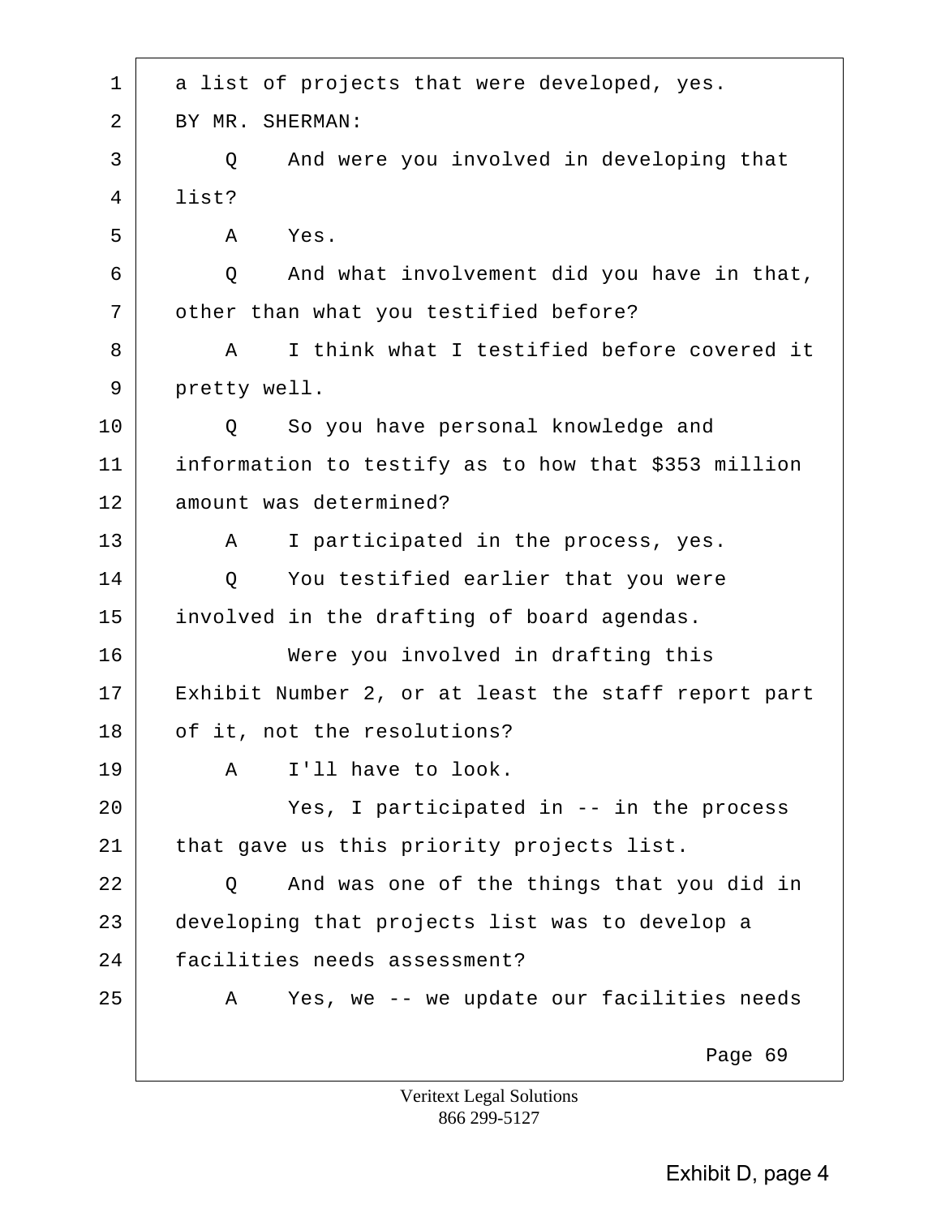1 a list of projects that were developed, yes.

2 BY MR. SHERMAN:

3 Q And were you involved in developing that

4 list?

5 A Yes.

6 Q And what involvement did you have in that,

7 other than what you testified before?

8 A I think what I testified before covered it

9 pretty well.

10 Q So you have personal knowledge and

11 information to testify as to how that $353 million

12 amount was determined?

13 A I participated in the process, yes.

14 Q You testified earlier that you were

15 involved in the drafting of board agendas.

16 Were you involved in drafting this

17 Exhibit Number 2, or at least the staff report part

18 of it, not the resolutions?

19 A I'll have to look.

20 Yes, I participated in -- in the process

21 that gave us this priority projects list.

22 Q And was one of the things that you did in

23 developing that projects list was to develop a

24 facilities needs assessment?

25 A Yes, we -- we update our facilities needs

Page 69

Veritext Legal Solutions
866 299-5127

Exhibit D, page 4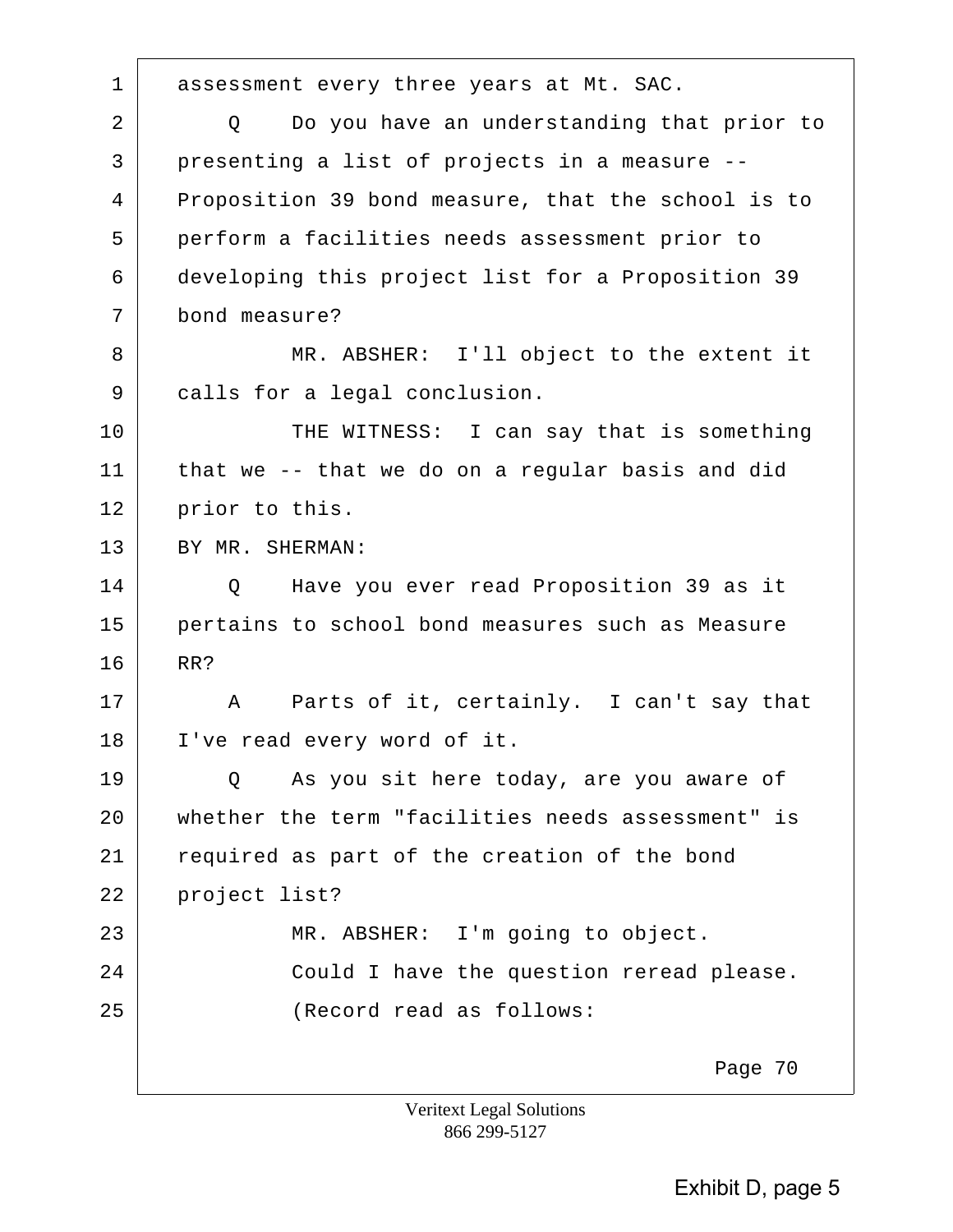1 assessment every three years at Mt. SAC.

2 Q Do you have an understanding that prior to

3 presenting a list of projects in a measure --

4 Proposition 39 bond measure, that the school is to

5 perform a facilities needs assessment prior to

6 developing this project list for a Proposition 39

7 bond measure?

8 MR. ABSHER: I'll object to the extent it

9 calls for a legal conclusion.

10 THE WITNESS: I can say that is something

11 that we -- that we do on a regular basis and did

12 prior to this.

13 BY MR. SHERMAN:

14 Q Have you ever read Proposition 39 as it

15 pertains to school bond measures such as Measure

16 RR?

17 A Parts of it, certainly. I can't say that

18 I've read every word of it.

19 Q As you sit here today, are you aware of

20 whether the term "facilities needs assessment" is

21 required as part of the creation of the bond

22 project list?

23 MR. ABSHER: I'm going to object.

24 Could I have the question reread please.

25 (Record read as follows:

Page 70

Veritext Legal Solutions
866 299-5127

Exhibit D, page 5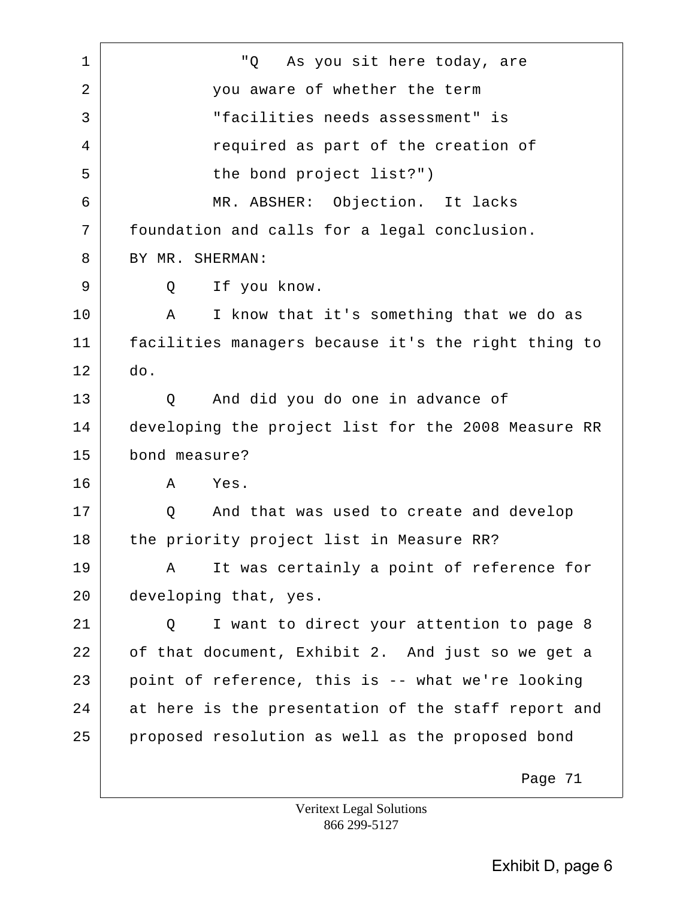"Q As you sit here today, are you aware of whether the term "facilities needs assessment" is required as part of the creation of the bond project list?")

MR. ABSHER: Objection. It lacks foundation and calls for a legal conclusion.

BY MR. SHERMAN:

Q If you know.

A I know that it's something that we do as facilities managers because it's the right thing to do.

Q And did you do one in advance of developing the project list for the 2008 Measure RR bond measure?

A Yes.

Q And that was used to create and develop the priority project list in Measure RR?

A It was certainly a point of reference for developing that, yes.

Q I want to direct your attention to page 8 of that document, Exhibit 2. And just so we get a point of reference, this is -- what we're looking at here is the presentation of the staff report and proposed resolution as well as the proposed bond

Page 71

Veritext Legal Solutions
866 299-5127

Exhibit D, page 6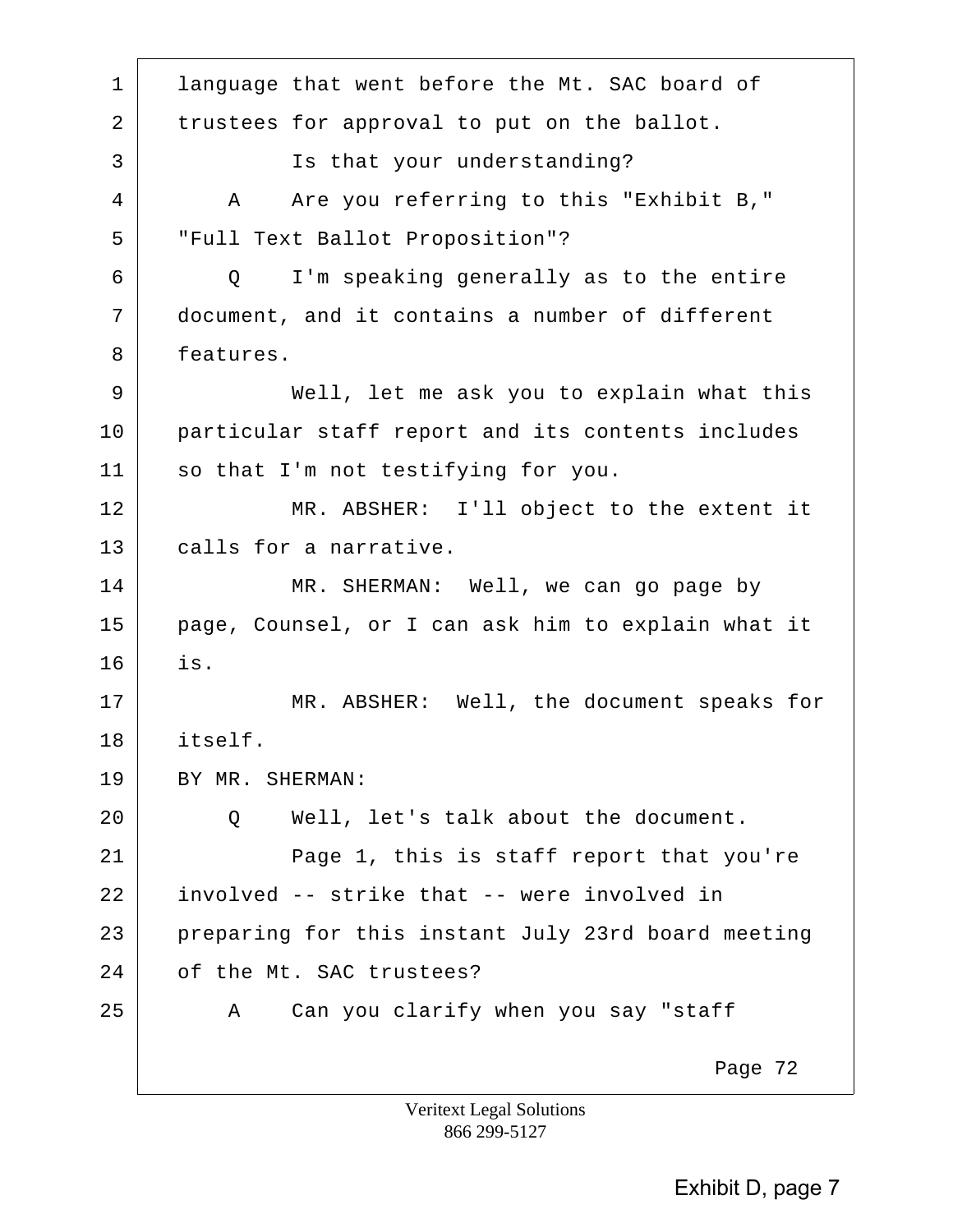1 language that went before the Mt. SAC board of
2 trustees for approval to put on the ballot.
3 Is that your understanding?
4 A Are you referring to this "Exhibit B,"
5 "Full Text Ballot Proposition"?
6 Q I'm speaking generally as to the entire
7 document, and it contains a number of different
8 features.
9 Well, let me ask you to explain what this
10 particular staff report and its contents includes
11 so that I'm not testifying for you.
12 MR. ABSHER: I'll object to the extent it
13 calls for a narrative.
14 MR. SHERMAN: Well, we can go page by
15 page, Counsel, or I can ask him to explain what it
16 is.
17 MR. ABSHER: Well, the document speaks for
18 itself.
19 BY MR. SHERMAN:
20 Q Well, let's talk about the document.
21 Page 1, this is staff report that you're
22 involved -- strike that -- were involved in
23 preparing for this instant July 23rd board meeting
24 of the Mt. SAC trustees?
25 A Can you clarify when you say "staff

Page 72

Veritext Legal Solutions
866 299-5127

Exhibit D, page 7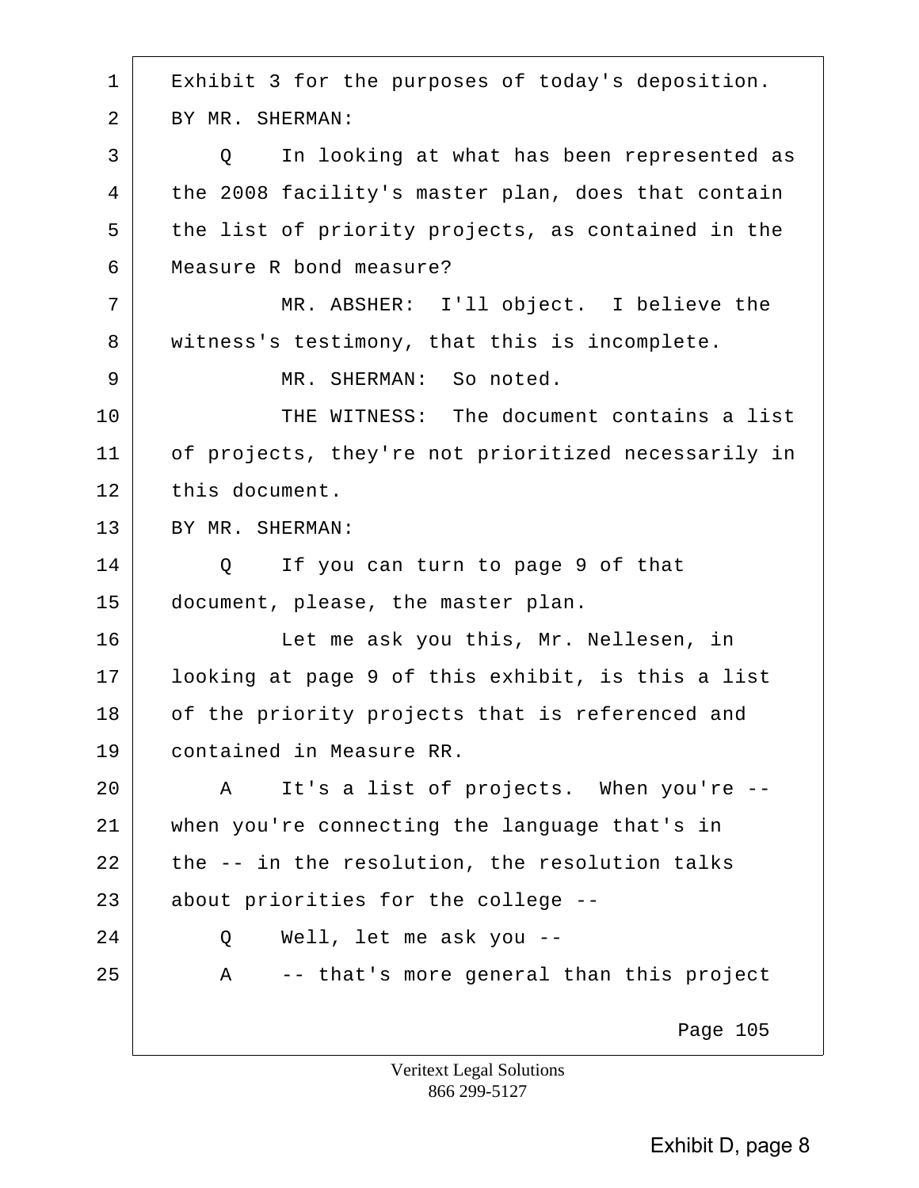1 Exhibit 3 for the purposes of today's deposition.

2 BY MR. SHERMAN:

3 Q In looking at what has been represented as

4 the 2008 facility's master plan, does that contain

5 the list of priority projects, as contained in the

6 Measure R bond measure?

7 MR. ABSHER: I'll object. I believe the

8 witness's testimony, that this is incomplete.

9 MR. SHERMAN: So noted.

10 THE WITNESS: The document contains a list

11 of projects, they're not prioritized necessarily in

12 this document.

13 BY MR. SHERMAN:

14 Q If you can turn to page 9 of that

15 document, please, the master plan.

16 Let me ask you this, Mr. Nellesen, in

17 looking at page 9 of this exhibit, is this a list

18 of the priority projects that is referenced and

19 contained in Measure RR.

20 A It's a list of projects. When you're --

21 when you're connecting the language that's in

22 the -- in the resolution, the resolution talks

23 about priorities for the college --

24 Q Well, let me ask you --

25 A -- that's more general than this project

Page 105

Veritext Legal Solutions
866 299-5127

Exhibit D, page 8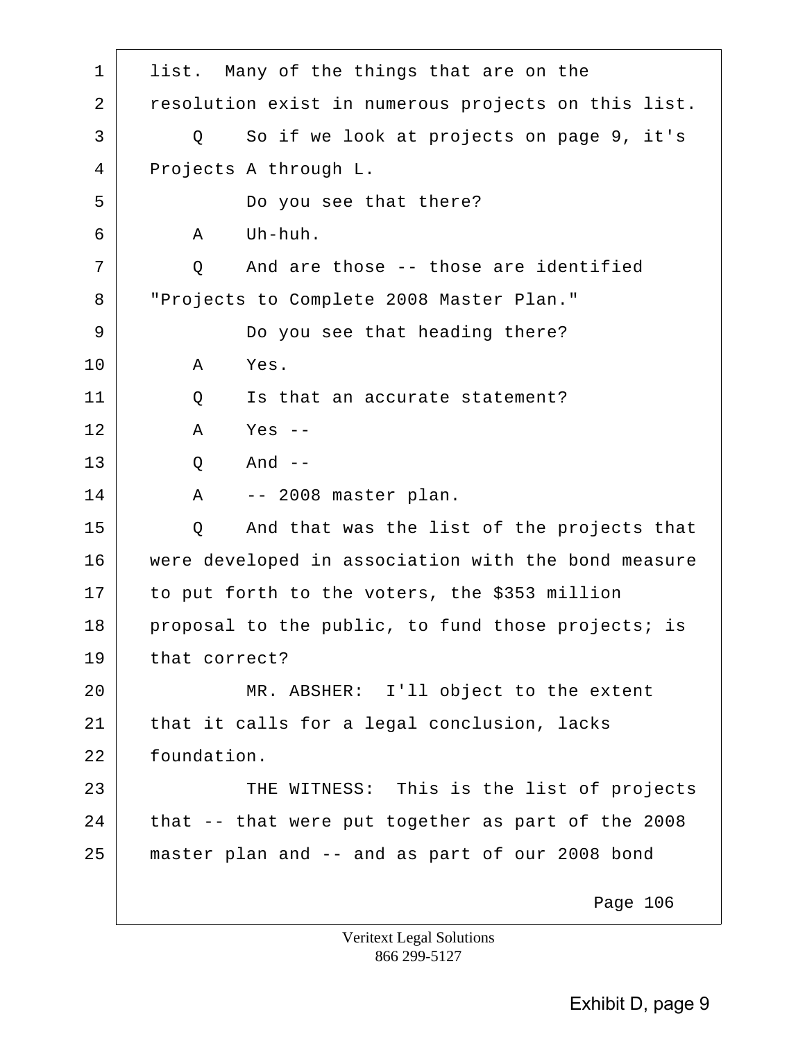1 list. Many of the things that are on the
2 resolution exist in numerous projects on this list.
3 Q So if we look at projects on page 9, it's
4 Projects A through L.
5 Do you see that there?
6 A Uh-huh.
7 Q And are those -- those are identified
8 "Projects to Complete 2008 Master Plan."
9 Do you see that heading there?
10 A Yes.
11 Q Is that an accurate statement?
12 A Yes --
13 Q And --
14 A -- 2008 master plan.
15 Q And that was the list of the projects that
16 were developed in association with the bond measure
17 to put forth to the voters, the $353 million
18 proposal to the public, to fund those projects; is
19 that correct?
20 MR. ABSHER: I'll object to the extent
21 that it calls for a legal conclusion, lacks
22 foundation.
23 THE WITNESS: This is the list of projects
24 that -- that were put together as part of the 2008
25 master plan and -- and as part of our 2008 bond

Page 106

Veritext Legal Solutions
866 299-5127

Exhibit D, page 9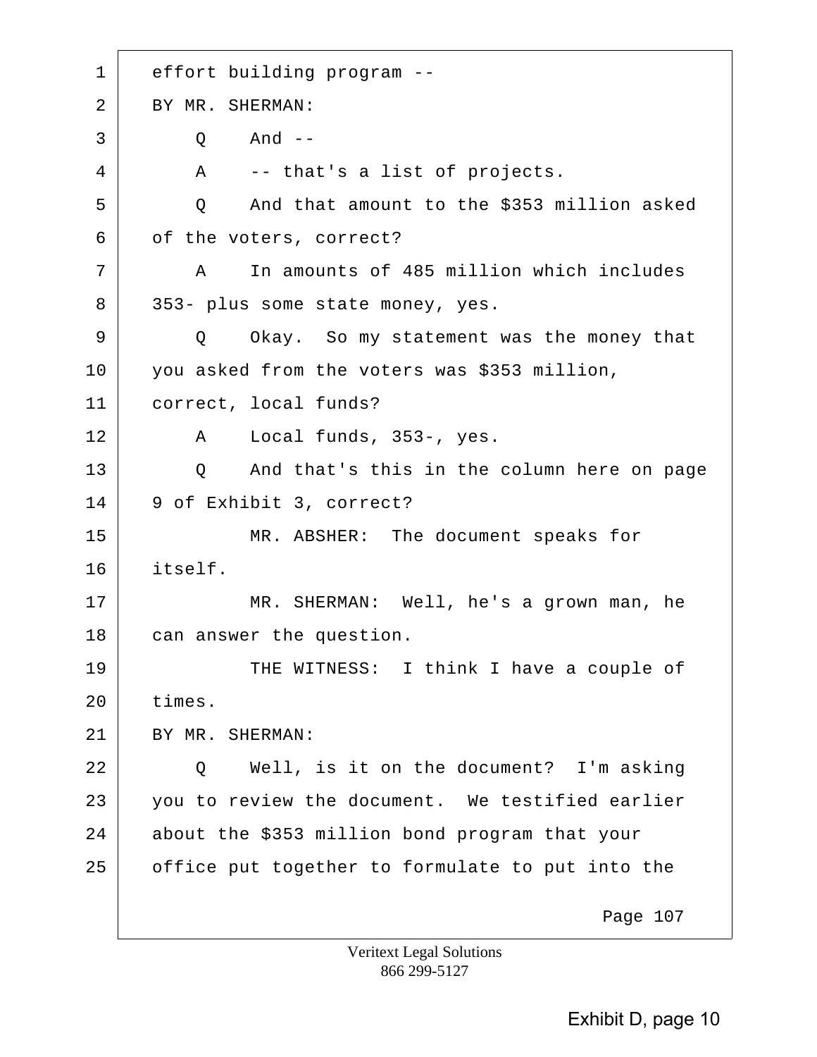1 effort building program --

2 BY MR. SHERMAN:

3 Q And --

4 A -- that's a list of projects.

5 Q And that amount to the $353 million asked

6 of the voters, correct?

7 A In amounts of 485 million which includes

8 353- plus some state money, yes.

9 Q Okay. So my statement was the money that

10 you asked from the voters was $353 million,

11 correct, local funds?

12 A Local funds, 353-, yes.

13 Q And that's this in the column here on page

14 9 of Exhibit 3, correct?

15 MR. ABSHER: The document speaks for

16 itself.

17 MR. SHERMAN: Well, he's a grown man, he

18 can answer the question.

19 THE WITNESS: I think I have a couple of

20 times.

21 BY MR. SHERMAN:

22 Q Well, is it on the document? I'm asking

23 you to review the document. We testified earlier

24 about the $353 million bond program that your

25 office put together to formulate to put into the

Page 107

Veritext Legal Solutions
866 299-5127

Exhibit D, page 10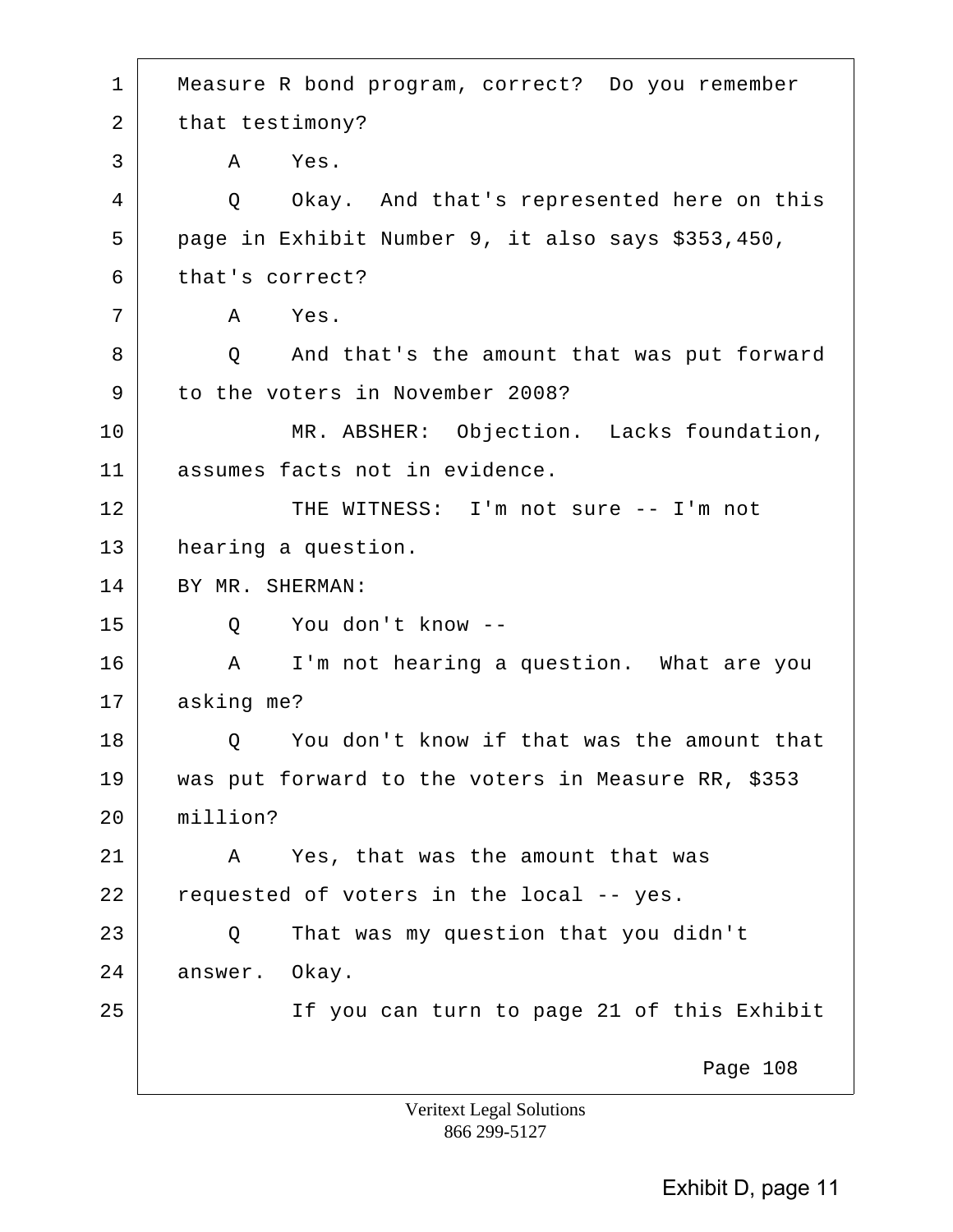1 Measure R bond program, correct? Do you remember
2 that testimony?
3 A Yes.
4 Q Okay. And that's represented here on this
5 page in Exhibit Number 9, it also says $353,450,
6 that's correct?
7 A Yes.
8 Q And that's the amount that was put forward
9 to the voters in November 2008?
10 MR. ABSHER: Objection. Lacks foundation,
11 assumes facts not in evidence.
12 THE WITNESS: I'm not sure -- I'm not
13 hearing a question.
14 BY MR. SHERMAN:
15 Q You don't know --
16 A I'm not hearing a question. What are you
17 asking me?
18 Q You don't know if that was the amount that
19 was put forward to the voters in Measure RR, $353
20 million?
21 A Yes, that was the amount that was
22 requested of voters in the local -- yes.
23 Q That was my question that you didn't
24 answer. Okay.
25 If you can turn to page 21 of this Exhibit

Page 108

Veritext Legal Solutions
866 299-5127

Exhibit D, page 11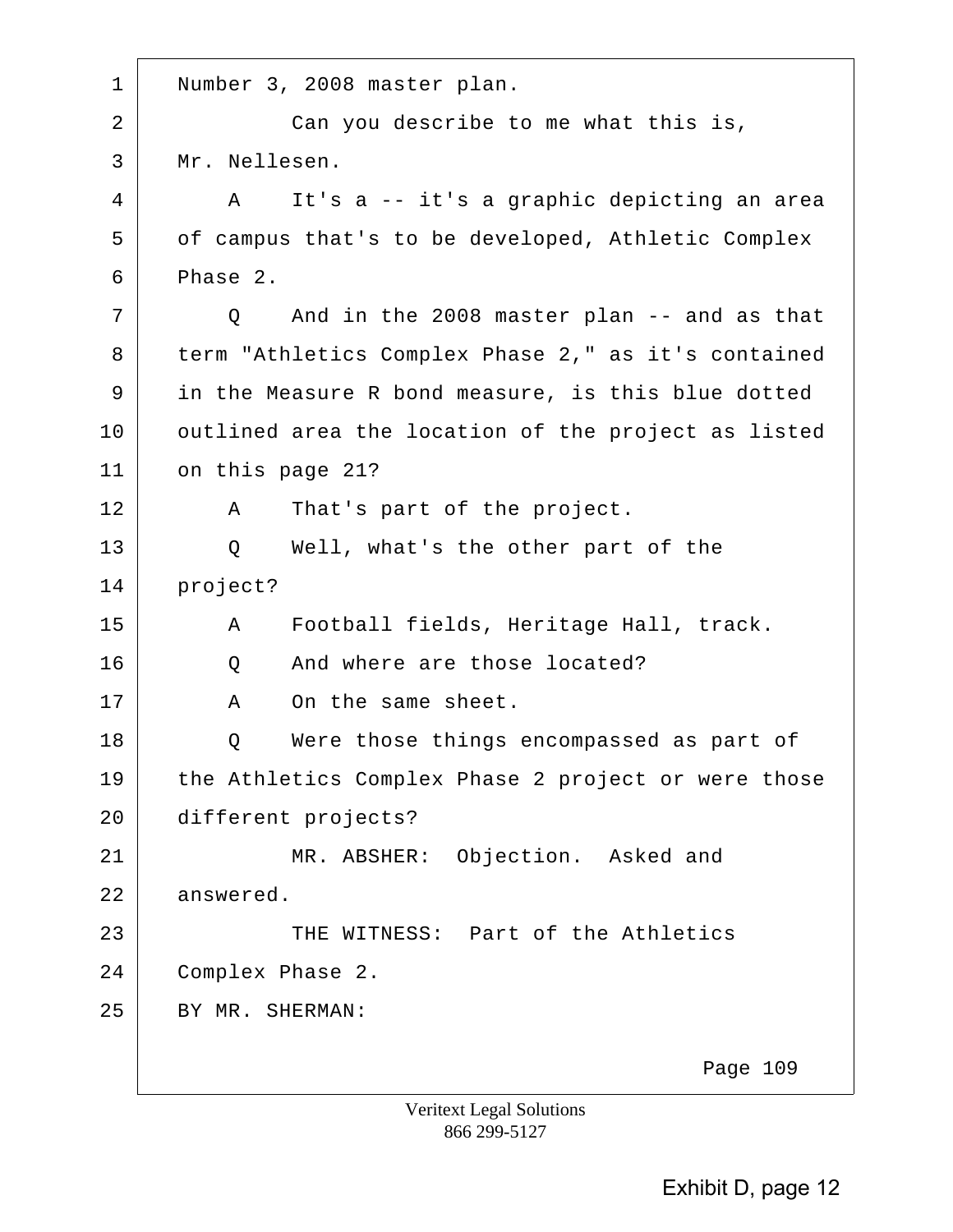1 Number 3, 2008 master plan.

2 Can you describe to me what this is,

3 Mr. Nellesen.

4 A It's a -- it's a graphic depicting an area

5 of campus that's to be developed, Athletic Complex

6 Phase 2.

7 Q And in the 2008 master plan -- and as that

8 term "Athletics Complex Phase 2," as it's contained

9 in the Measure R bond measure, is this blue dotted

10 outlined area the location of the project as listed

11 on this page 21?

12 A That's part of the project.

13 Q Well, what's the other part of the

14 project?

15 A Football fields, Heritage Hall, track.

16 Q And where are those located?

17 A On the same sheet.

18 Q Were those things encompassed as part of

19 the Athletics Complex Phase 2 project or were those

20 different projects?

21 MR. ABSHER: Objection. Asked and

22 answered.

23 THE WITNESS: Part of the Athletics

24 Complex Phase 2.

25 BY MR. SHERMAN:

Page 109

Veritext Legal Solutions
866 299-5127

Exhibit D, page 12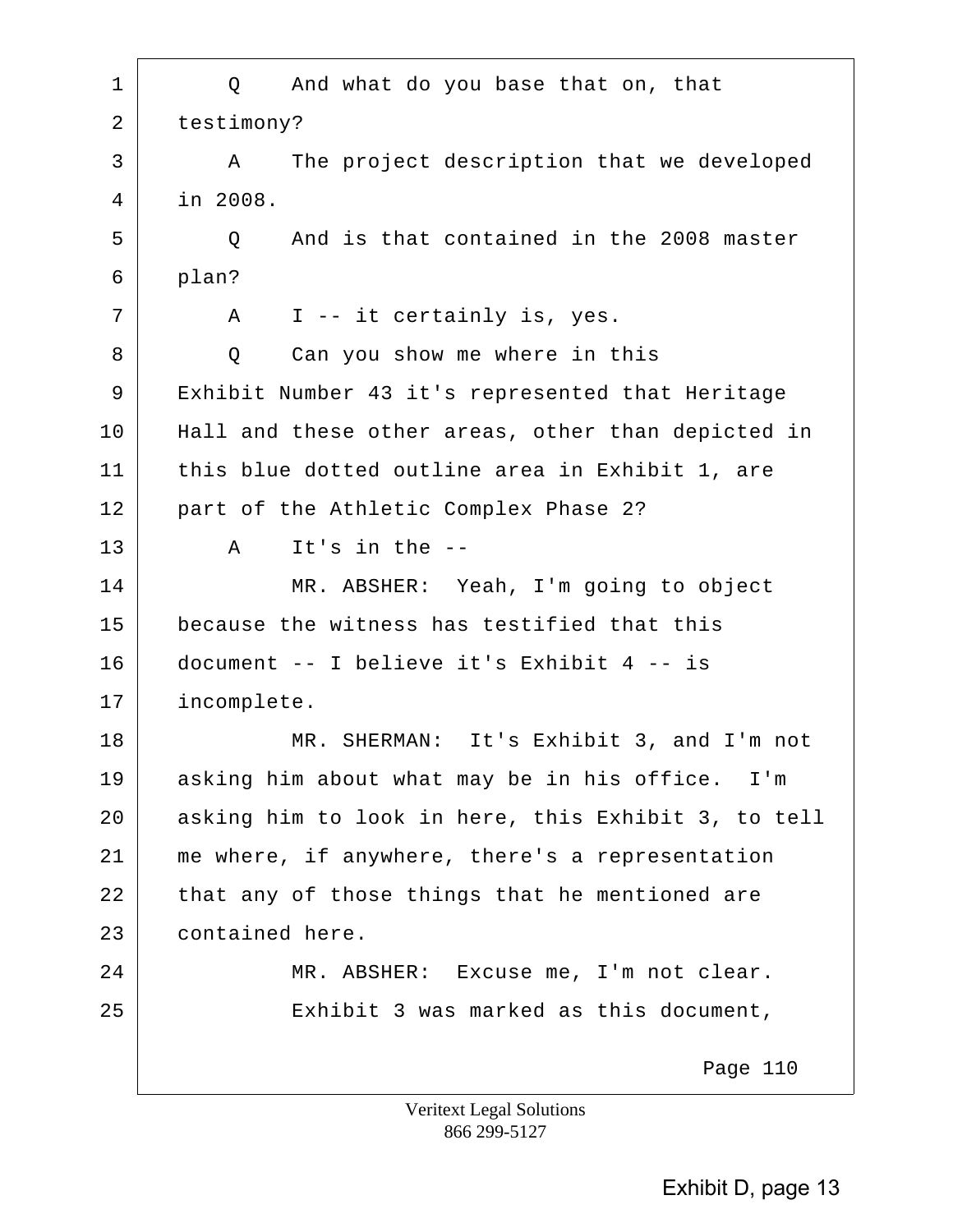1 Q And what do you base that on, that
2 testimony?
3 A The project description that we developed
4 in 2008.
5 Q And is that contained in the 2008 master
6 plan?
7 A I -- it certainly is, yes.
8 Q Can you show me where in this
9 Exhibit Number 43 it's represented that Heritage
10 Hall and these other areas, other than depicted in
11 this blue dotted outline area in Exhibit 1, are
12 part of the Athletic Complex Phase 2?
13 A It's in the --
14 MR. ABSHER: Yeah, I'm going to object
15 because the witness has testified that this
16 document -- I believe it's Exhibit 4 -- is
17 incomplete.
18 MR. SHERMAN: It's Exhibit 3, and I'm not
19 asking him about what may be in his office. I'm
20 asking him to look in here, this Exhibit 3, to tell
21 me where, if anywhere, there's a representation
22 that any of those things that he mentioned are
23 contained here.
24 MR. ABSHER: Excuse me, I'm not clear.
25 Exhibit 3 was marked as this document,

Page 110

Veritext Legal Solutions
866 299-5127

Exhibit D, page 13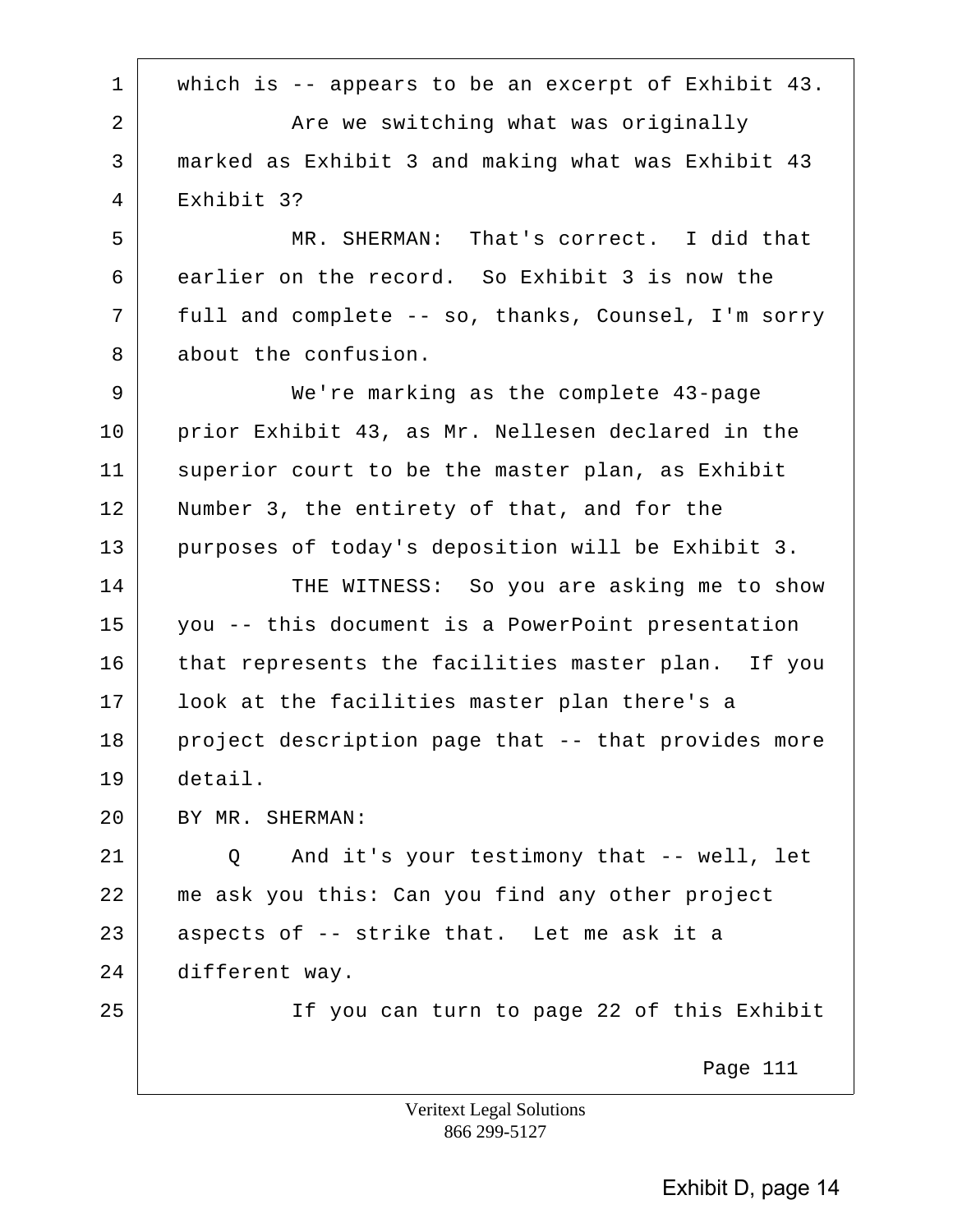1 which is -- appears to be an excerpt of Exhibit 43.

2 Are we switching what was originally

3 marked as Exhibit 3 and making what was Exhibit 43

4 Exhibit 3?

5 MR. SHERMAN: That's correct. I did that

6 earlier on the record. So Exhibit 3 is now the

7 full and complete -- so, thanks, Counsel, I'm sorry

8 about the confusion.

9 We're marking as the complete 43-page

10 prior Exhibit 43, as Mr. Nellesen declared in the

11 superior court to be the master plan, as Exhibit

12 Number 3, the entirety of that, and for the

13 purposes of today's deposition will be Exhibit 3.

14 THE WITNESS: So you are asking me to show

15 you -- this document is a PowerPoint presentation

16 that represents the facilities master plan. If you

17 look at the facilities master plan there's a

18 project description page that -- that provides more

19 detail.

20 BY MR. SHERMAN:

21 Q And it's your testimony that -- well, let

22 me ask you this: Can you find any other project

23 aspects of -- strike that. Let me ask it a

24 different way.

25 If you can turn to page 22 of this Exhibit

Page 111

Veritext Legal Solutions
866 299-5127

Exhibit D, page 14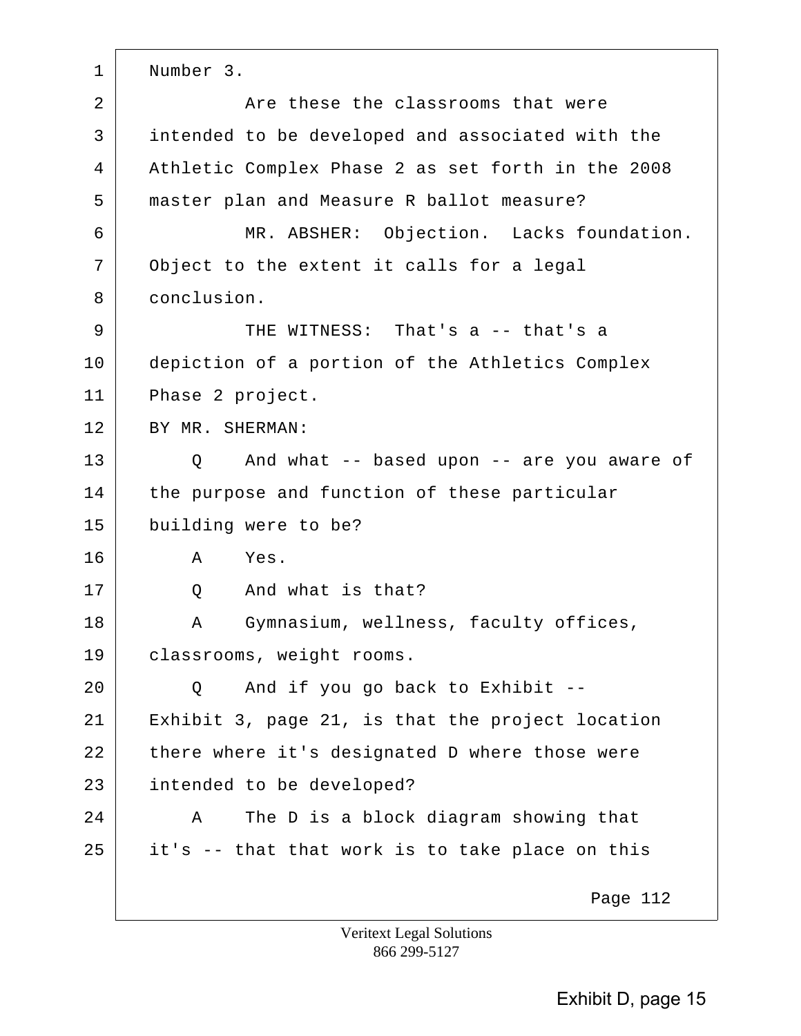1 Number 3.

2 Are these the classrooms that were

3 intended to be developed and associated with the

4 Athletic Complex Phase 2 as set forth in the 2008

5 master plan and Measure R ballot measure?

6 MR. ABSHER: Objection. Lacks foundation.

7 Object to the extent it calls for a legal

8 conclusion.

9 THE WITNESS: That's a -- that's a

10 depiction of a portion of the Athletics Complex

11 Phase 2 project.

12 BY MR. SHERMAN:

13 Q And what -- based upon -- are you aware of

14 the purpose and function of these particular

15 building were to be?

16 A Yes.

17 Q And what is that?

18 A Gymnasium, wellness, faculty offices,

19 classrooms, weight rooms.

20 Q And if you go back to Exhibit --

21 Exhibit 3, page 21, is that the project location

22 there where it's designated D where those were

23 intended to be developed?

24 A The D is a block diagram showing that

25 it's -- that that work is to take place on this

Page 112

Veritext Legal Solutions
866 299-5127

Exhibit D, page 15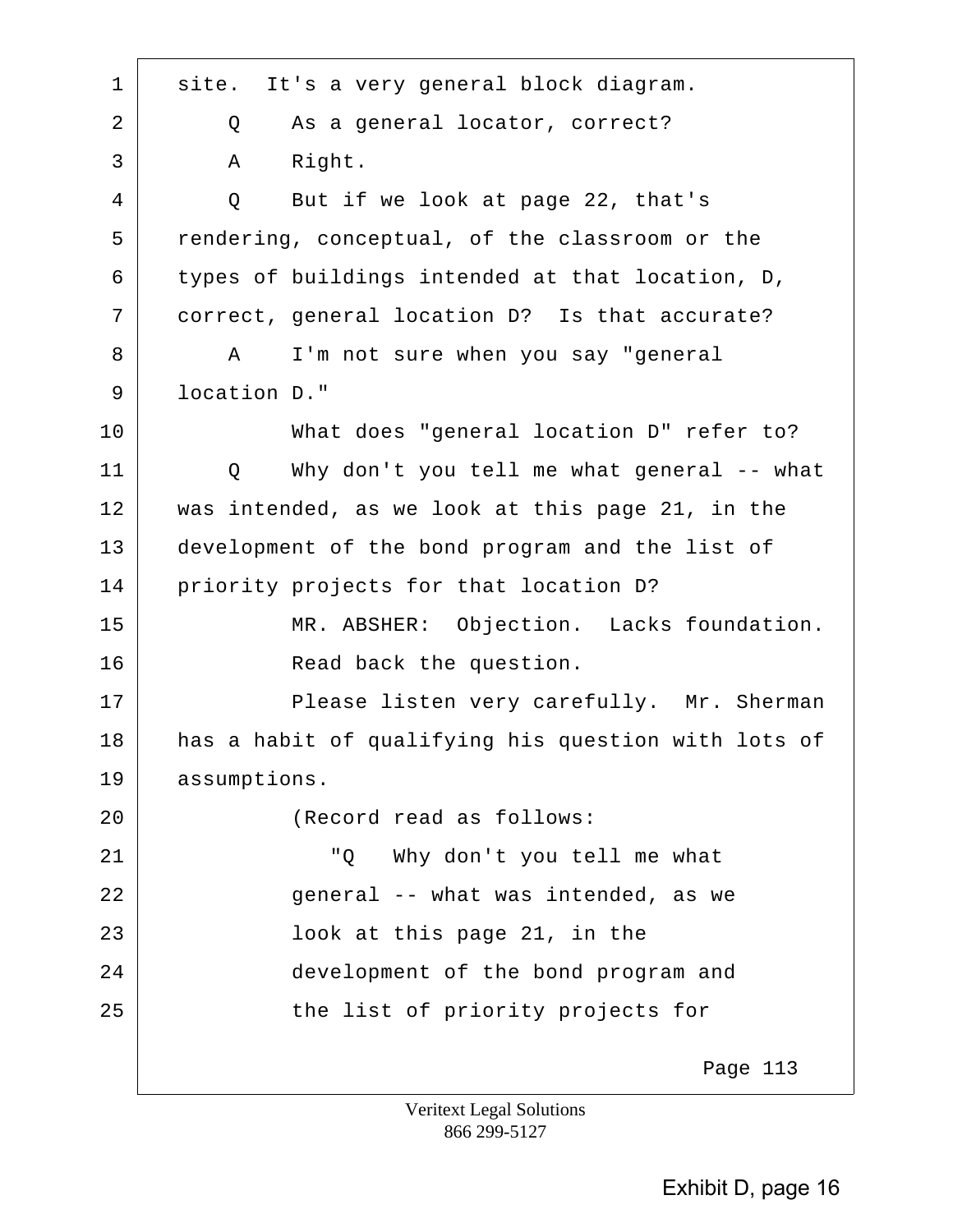site. It's a very general block diagram.

Q As a general locator, correct?

A Right.

Q But if we look at page 22, that's rendering, conceptual, of the classroom or the types of buildings intended at that location, D, correct, general location D? Is that accurate?

A I'm not sure when you say "general location D."

What does "general location D" refer to?

Q Why don't you tell me what general -- what was intended, as we look at this page 21, in the development of the bond program and the list of priority projects for that location D?

MR. ABSHER: Objection. Lacks foundation.

Read back the question.

Please listen very carefully. Mr. Sherman has a habit of qualifying his question with lots of assumptions.

(Record read as follows:

"Q Why don't you tell me what general -- what was intended, as we look at this page 21, in the development of the bond program and the list of priority projects for

Exhibit D, page 16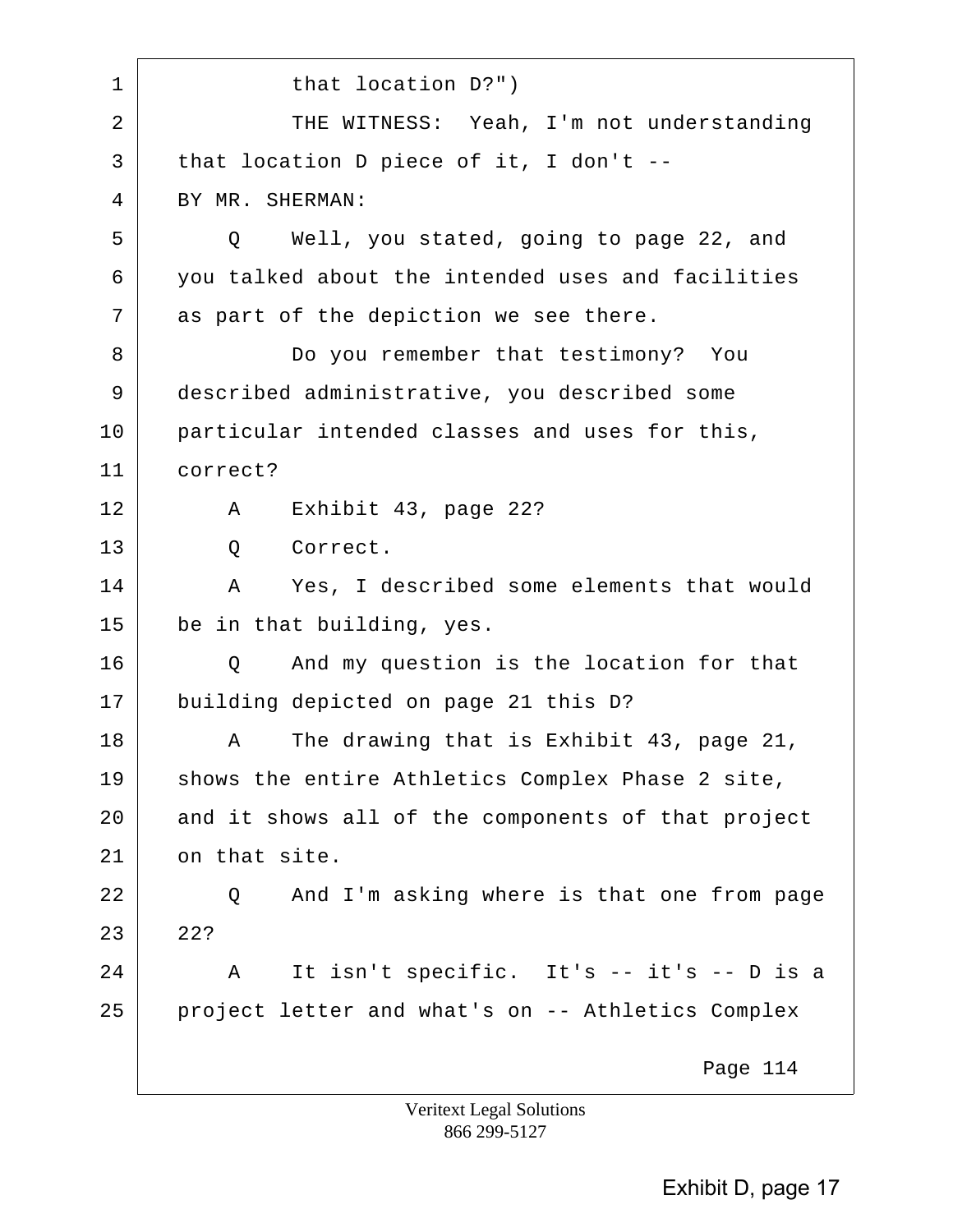1 that location D?")

2 THE WITNESS: Yeah, I'm not understanding

3 that location D piece of it, I don't --

4 BY MR. SHERMAN:

5 Q Well, you stated, going to page 22, and

6 you talked about the intended uses and facilities

7 as part of the depiction we see there.

8 Do you remember that testimony? You

9 described administrative, you described some

10 particular intended classes and uses for this,

11 correct?

12 A Exhibit 43, page 22?

13 Q Correct.

14 A Yes, I described some elements that would

15 be in that building, yes.

16 Q And my question is the location for that

17 building depicted on page 21 this D?

18 A The drawing that is Exhibit 43, page 21,

19 shows the entire Athletics Complex Phase 2 site,

20 and it shows all of the components of that project

21 on that site.

22 Q And I'm asking where is that one from page

23 22?

24 A It isn't specific. It's -- it's -- D is a

25 project letter and what's on -- Athletics Complex

Page 114

Veritext Legal Solutions
866 299-5127

Exhibit D, page 17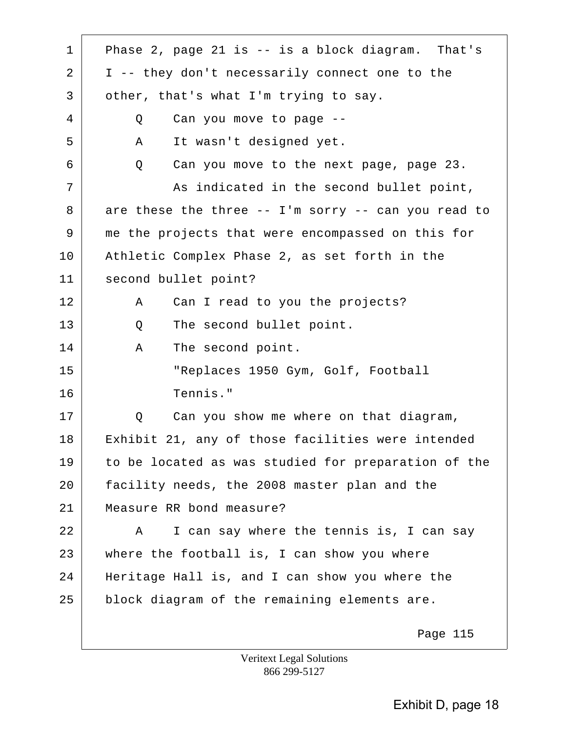1 Phase 2, page 21 is -- is a block diagram. That's
2 I -- they don't necessarily connect one to the
3 other, that's what I'm trying to say.
4 Q Can you move to page --
5 A It wasn't designed yet.
6 Q Can you move to the next page, page 23.
7 As indicated in the second bullet point,
8 are these the three -- I'm sorry -- can you read to
9 me the projects that were encompassed on this for
10 Athletic Complex Phase 2, as set forth in the
11 second bullet point?
12 A Can I read to you the projects?
13 Q The second bullet point.
14 A The second point.
15 "Replaces 1950 Gym, Golf, Football
16 Tennis."
17 Q Can you show me where on that diagram,
18 Exhibit 21, any of those facilities were intended
19 to be located as was studied for preparation of the
20 facility needs, the 2008 master plan and the
21 Measure RR bond measure?
22 A I can say where the tennis is, I can say
23 where the football is, I can show you where
24 Heritage Hall is, and I can show you where the
25 block diagram of the remaining elements are.

Page 115

Veritext Legal Solutions
866 299-5127

Exhibit D, page 18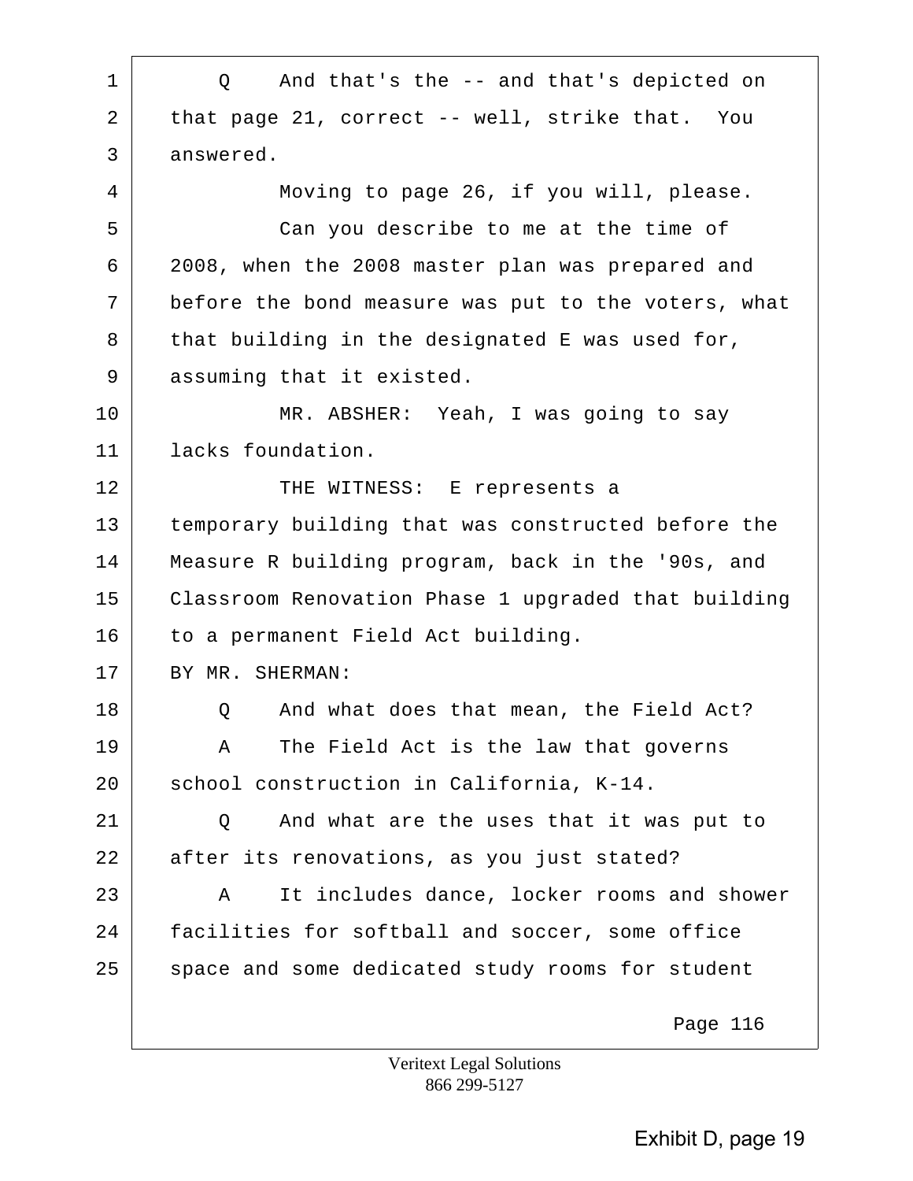1 Q And that's the -- and that's depicted on
2 that page 21, correct -- well, strike that. You
3 answered.
4 Moving to page 26, if you will, please.
5 Can you describe to me at the time of
6 2008, when the 2008 master plan was prepared and
7 before the bond measure was put to the voters, what
8 that building in the designated E was used for,
9 assuming that it existed.
10 MR. ABSHER: Yeah, I was going to say
11 lacks foundation.
12 THE WITNESS: E represents a
13 temporary building that was constructed before the
14 Measure R building program, back in the '90s, and
15 Classroom Renovation Phase 1 upgraded that building
16 to a permanent Field Act building.
17 BY MR. SHERMAN:
18 Q And what does that mean, the Field Act?
19 A The Field Act is the law that governs
20 school construction in California, K-14.
21 Q And what are the uses that it was put to
22 after its renovations, as you just stated?
23 A It includes dance, locker rooms and shower
24 facilities for softball and soccer, some office
25 space and some dedicated study rooms for student

Page 116

Veritext Legal Solutions
866 299-5127

Exhibit D, page 19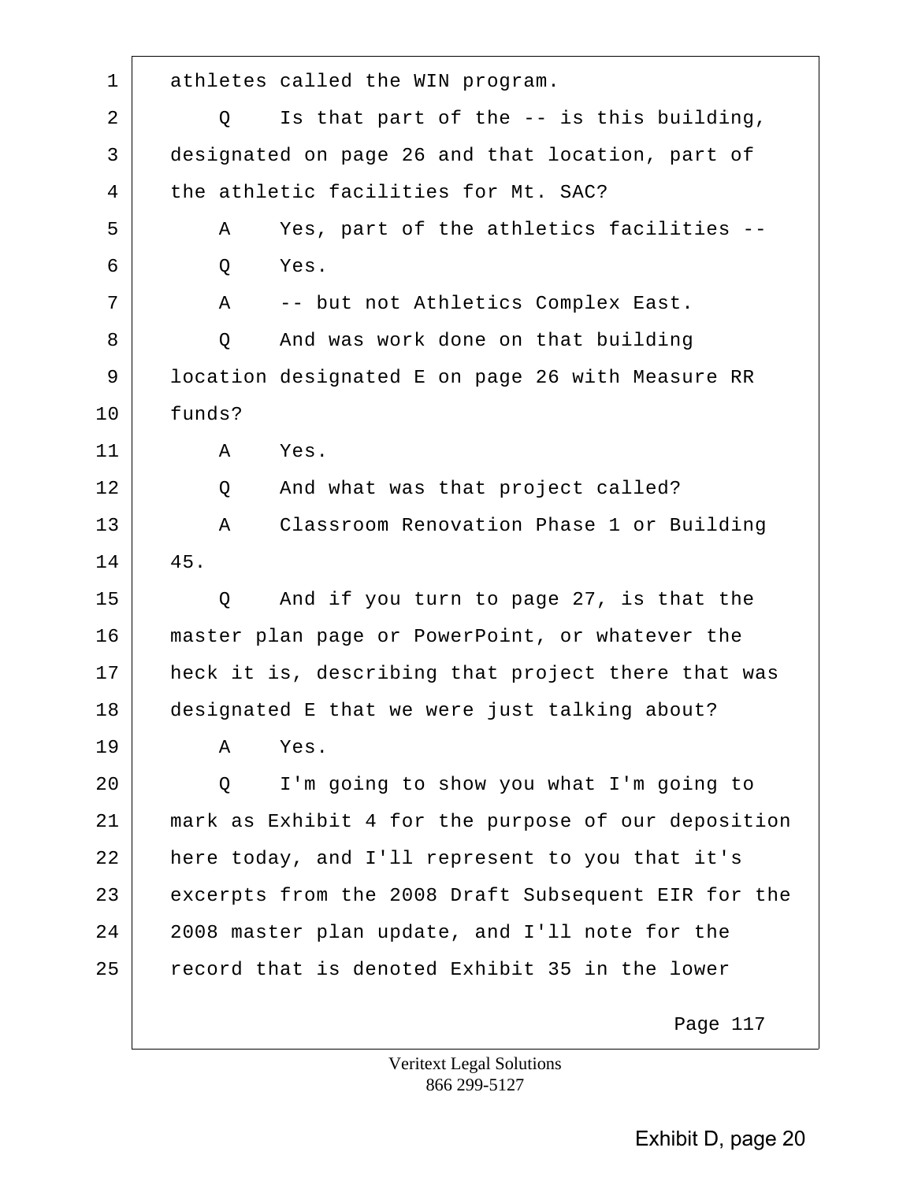1 athletes called the WIN program.

2 Q Is that part of the -- is this building,

3 designated on page 26 and that location, part of

4 the athletic facilities for Mt. SAC?

5 A Yes, part of the athletics facilities --

6 Q Yes.

7 A -- but not Athletics Complex East.

8 Q And was work done on that building

9 location designated E on page 26 with Measure RR

10 funds?

11 A Yes.

12 Q And what was that project called?

13 A Classroom Renovation Phase 1 or Building

14 45.

15 Q And if you turn to page 27, is that the

16 master plan page or PowerPoint, or whatever the

17 heck it is, describing that project there that was

18 designated E that we were just talking about?

19 A Yes.

20 Q I'm going to show you what I'm going to

21 mark as Exhibit 4 for the purpose of our deposition

22 here today, and I'll represent to you that it's

23 excerpts from the 2008 Draft Subsequent EIR for the

24 2008 master plan update, and I'll note for the

25 record that is denoted Exhibit 35 in the lower

Page 117

Veritext Legal Solutions
866 299-5127

Exhibit D, page 20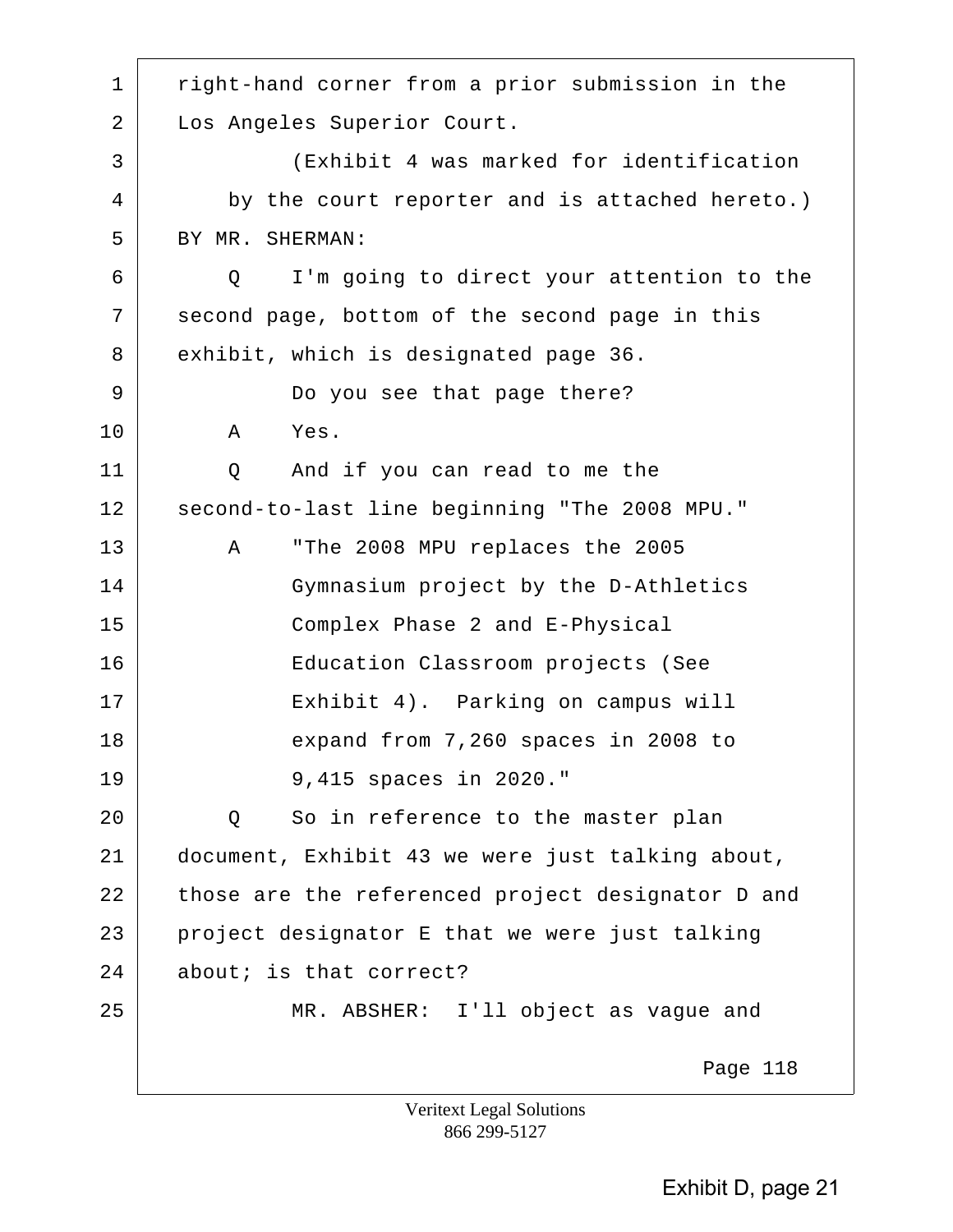1 right-hand corner from a prior submission in the
2 Los Angeles Superior Court.
3 (Exhibit 4 was marked for identification
4 by the court reporter and is attached hereto.)
5 BY MR. SHERMAN:
6 Q I'm going to direct your attention to the
7 second page, bottom of the second page in this
8 exhibit, which is designated page 36.
9 Do you see that page there?
10 A Yes.
11 Q And if you can read to me the
12 second-to-last line beginning "The 2008 MPU."
13 A "The 2008 MPU replaces the 2005
14 Gymnasium project by the D-Athletics
15 Complex Phase 2 and E-Physical
16 Education Classroom projects (See
17 Exhibit 4). Parking on campus will
18 expand from 7,260 spaces in 2008 to
19 9,415 spaces in 2020."
20 Q So in reference to the master plan
21 document, Exhibit 43 we were just talking about,
22 those are the referenced project designator D and
23 project designator E that we were just talking
24 about; is that correct?
25 MR. ABSHER: I'll object as vague and

Page 118

Veritext Legal Solutions
866 299-5127

Exhibit D, page 21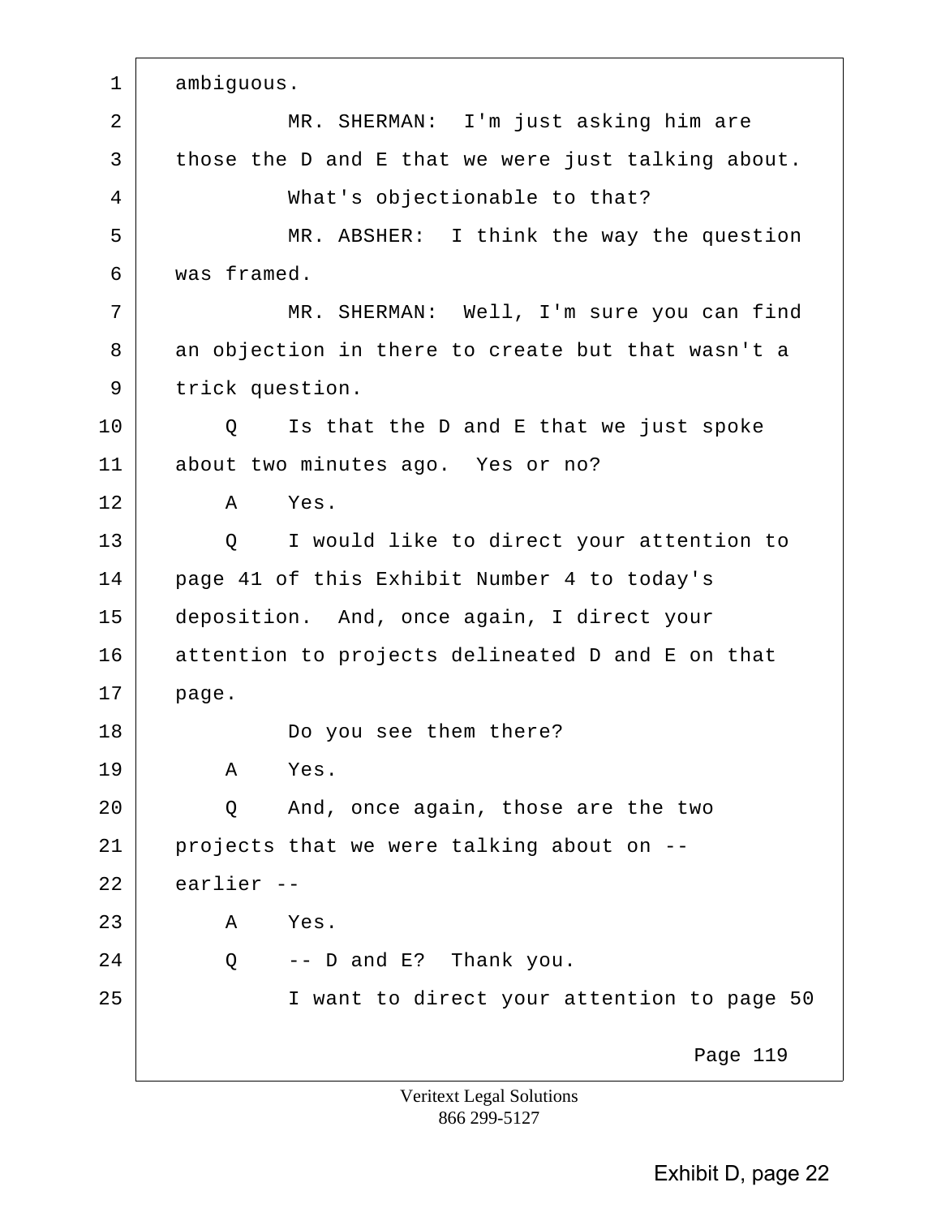1 ambiguous.

2 MR. SHERMAN: I'm just asking him are

3 those the D and E that we were just talking about.

4 What's objectionable to that?

5 MR. ABSHER: I think the way the question

6 was framed.

7 MR. SHERMAN: Well, I'm sure you can find

8 an objection in there to create but that wasn't a

9 trick question.

10 Q Is that the D and E that we just spoke

11 about two minutes ago. Yes or no?

12 A Yes.

13 Q I would like to direct your attention to

14 page 41 of this Exhibit Number 4 to today's

15 deposition. And, once again, I direct your

16 attention to projects delineated D and E on that

17 page.

18 Do you see them there?

19 A Yes.

20 Q And, once again, those are the two

21 projects that we were talking about on --

22 earlier --

23 A Yes.

24 Q -- D and E? Thank you.

25 I want to direct your attention to page 50

Page 119

Veritext Legal Solutions
866 299-5127

Exhibit D, page 22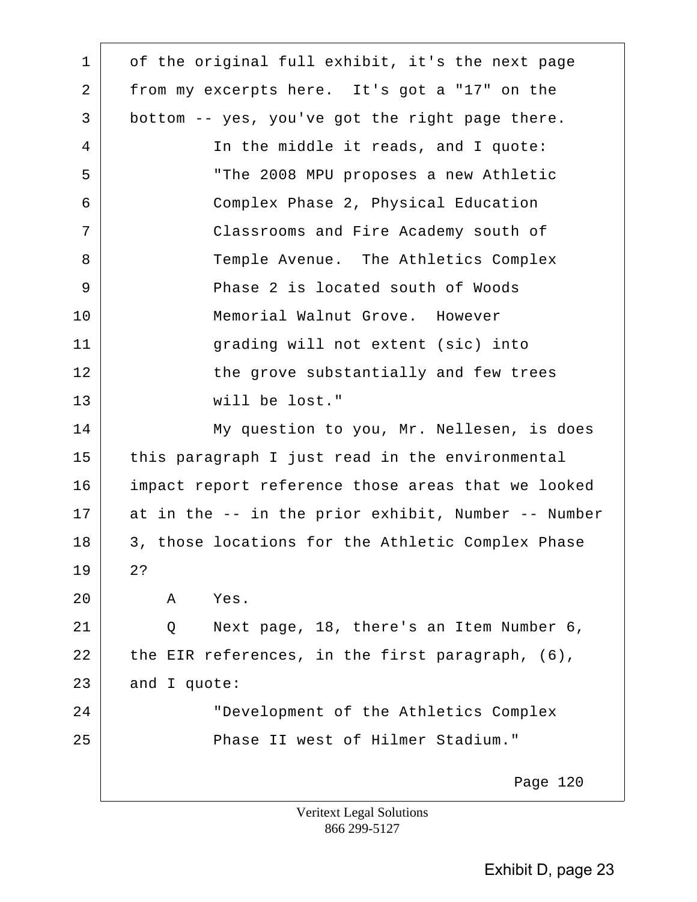of the original full exhibit, it's the next page from my excerpts here. It's got a "17" on the bottom -- yes, you've got the right page there.

In the middle it reads, and I quote:

"The 2008 MPU proposes a new Athletic Complex Phase 2, Physical Education Classrooms and Fire Academy south of Temple Avenue. The Athletics Complex Phase 2 is located south of Woods Memorial Walnut Grove. However grading will not extent (sic) into the grove substantially and few trees will be lost."

My question to you, Mr. Nellesen, is does this paragraph I just read in the environmental impact report reference those areas that we looked at in the -- in the prior exhibit, Number -- Number 3, those locations for the Athletic Complex Phase 2?

A Yes.

Q Next page, 18, there's an Item Number 6, the EIR references, in the first paragraph, (6), and I quote:

"Development of the Athletics Complex Phase II west of Hilmer Stadium."

Page 120

Veritext Legal Solutions
866 299-5127

Exhibit D, page 23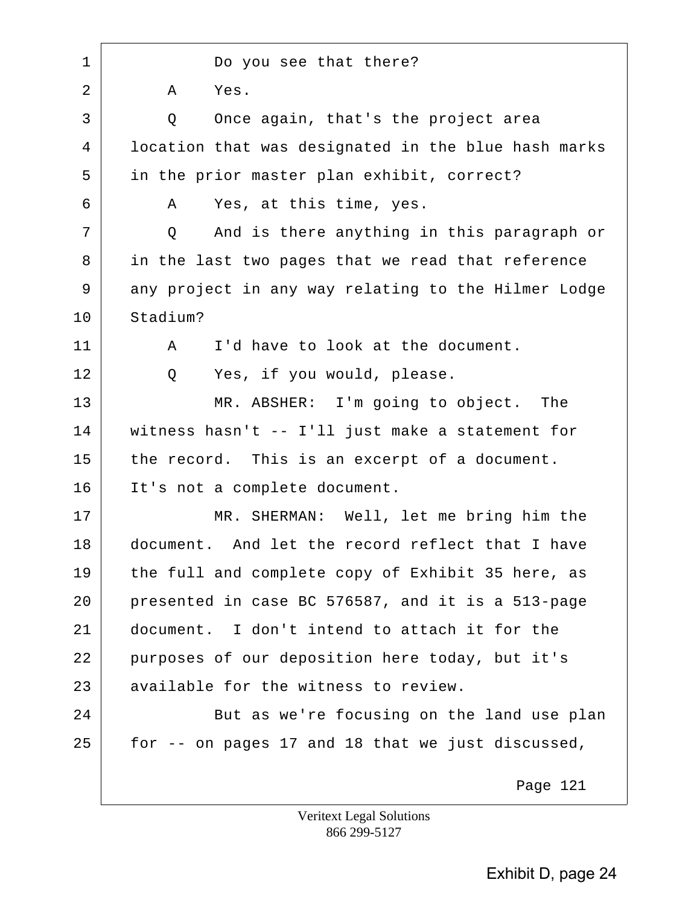1 Do you see that there?

2 A Yes.

3 Q Once again, that's the project area

4 location that was designated in the blue hash marks

5 in the prior master plan exhibit, correct?

6 A Yes, at this time, yes.

7 Q And is there anything in this paragraph or

8 in the last two pages that we read that reference

9 any project in any way relating to the Hilmer Lodge

10 Stadium?

11 A I'd have to look at the document.

12 Q Yes, if you would, please.

13 MR. ABSHER: I'm going to object. The

14 witness hasn't -- I'll just make a statement for

15 the record. This is an excerpt of a document.

16 It's not a complete document.

17 MR. SHERMAN: Well, let me bring him the

18 document. And let the record reflect that I have

19 the full and complete copy of Exhibit 35 here, as

20 presented in case BC 576587, and it is a 513-page

21 document. I don't intend to attach it for the

22 purposes of our deposition here today, but it's

23 available for the witness to review.

24 But as we're focusing on the land use plan

25 for -- on pages 17 and 18 that we just discussed,

Page 121

Veritext Legal Solutions
866 299-5127

Exhibit D, page 24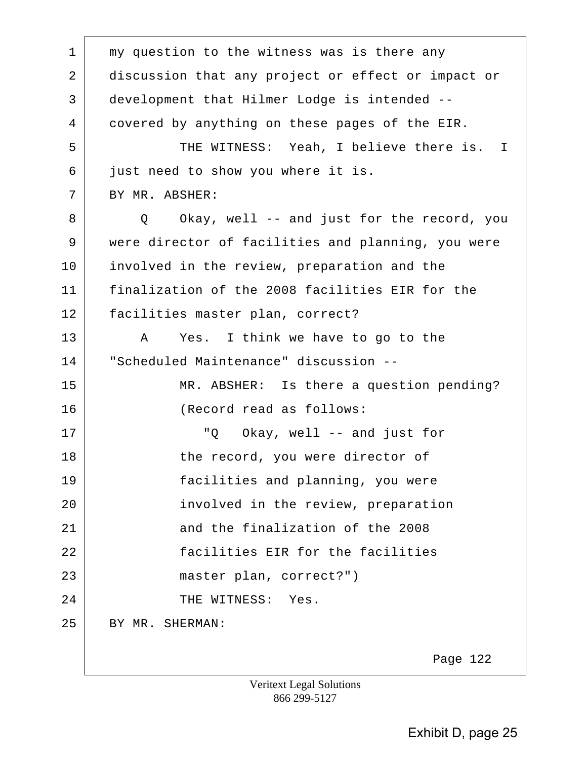1 my question to the witness was is there any
2 discussion that any project or effect or impact or
3 development that Hilmer Lodge is intended --
4 covered by anything on these pages of the EIR.
5 THE WITNESS: Yeah, I believe there is. I
6 just need to show you where it is.
7 BY MR. ABSHER:
8 Q Okay, well -- and just for the record, you
9 were director of facilities and planning, you were
10 involved in the review, preparation and the
11 finalization of the 2008 facilities EIR for the
12 facilities master plan, correct?
13 A Yes. I think we have to go to the
14 "Scheduled Maintenance" discussion --
15 MR. ABSHER: Is there a question pending?
16 (Record read as follows:
17 "Q Okay, well -- and just for
18 the record, you were director of
19 facilities and planning, you were
20 involved in the review, preparation
21 and the finalization of the 2008
22 facilities EIR for the facilities
23 master plan, correct?")
24 THE WITNESS: Yes.
25 BY MR. SHERMAN:

Page 122

Veritext Legal Solutions
866 299-5127

Exhibit D, page 25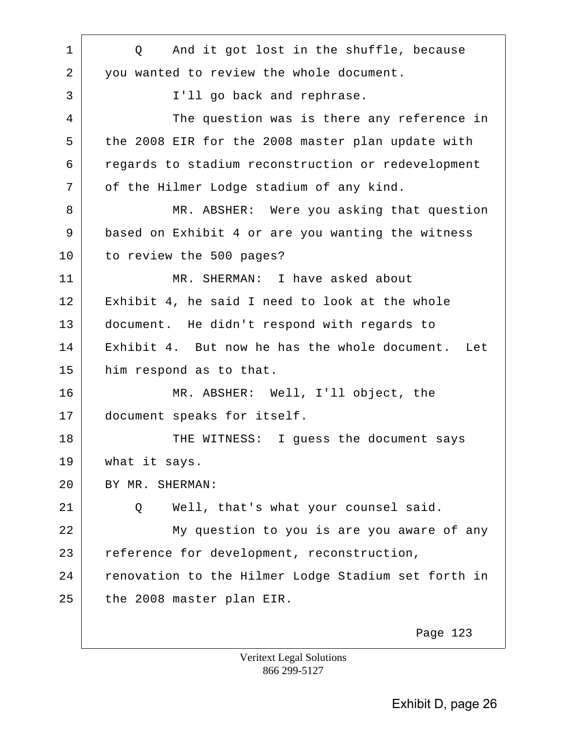Q And it got lost in the shuffle, because you wanted to review the whole document.

I'll go back and rephrase.

The question was is there any reference in the 2008 EIR for the 2008 master plan update with regards to stadium reconstruction or redevelopment of the Hilmer Lodge stadium of any kind.

MR. ABSHER: Were you asking that question based on Exhibit 4 or are you wanting the witness to review the 500 pages?

MR. SHERMAN: I have asked about Exhibit 4, he said I need to look at the whole document. He didn't respond with regards to Exhibit 4. But now he has the whole document. Let him respond as to that.

MR. ABSHER: Well, I'll object, the document speaks for itself.

THE WITNESS: I guess the document says what it says.

BY MR. SHERMAN:

Q Well, that's what your counsel said.

My question to you is are you aware of any reference for development, reconstruction, renovation to the Hilmer Lodge Stadium set forth in the 2008 master plan EIR.

Veritext Legal Solutions
866 299-5127

Exhibit D, page 26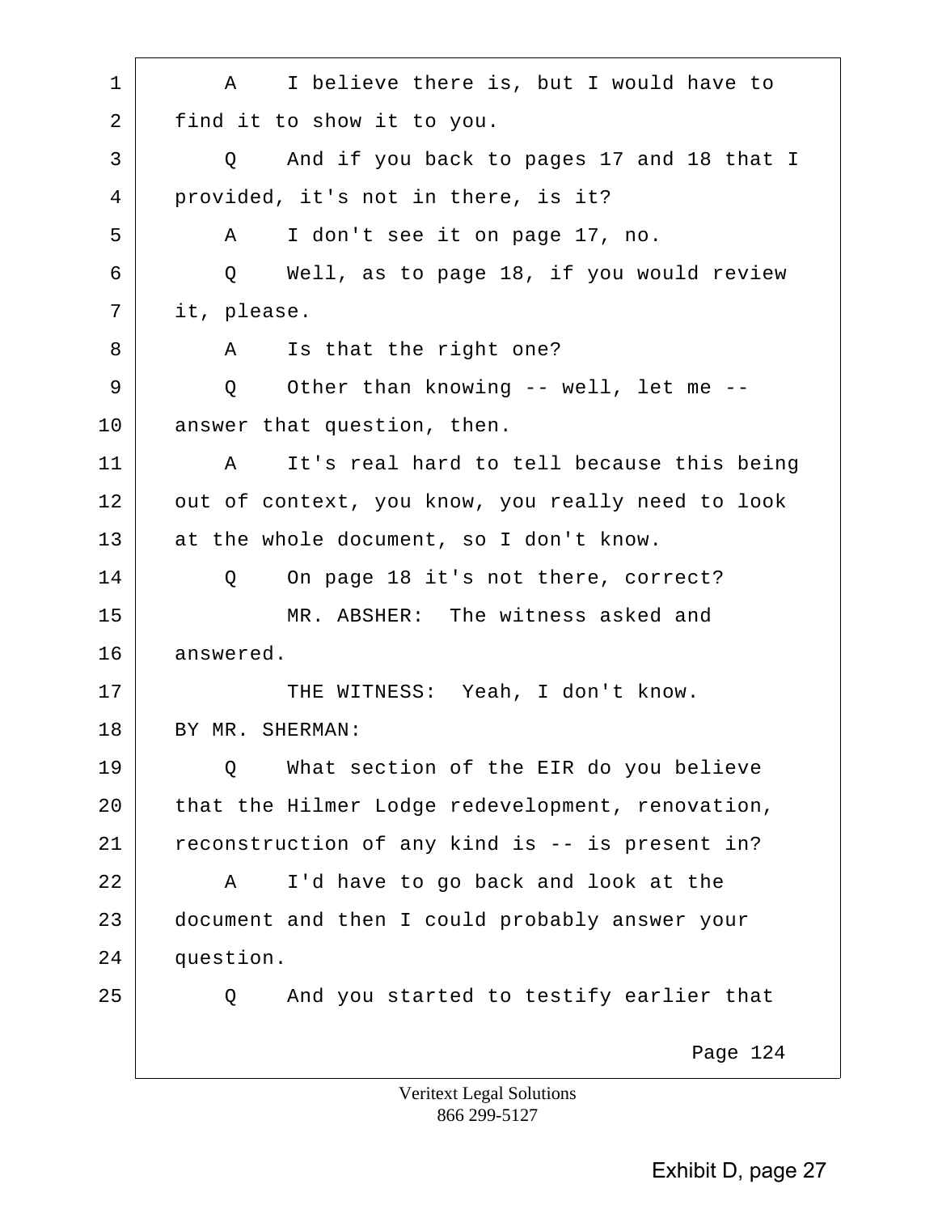1 A I believe there is, but I would have to
2 find it to show it to you.
3 Q And if you back to pages 17 and 18 that I
4 provided, it's not in there, is it?
5 A I don't see it on page 17, no.
6 Q Well, as to page 18, if you would review
7 it, please.
8 A Is that the right one?
9 Q Other than knowing -- well, let me --
10 answer that question, then.
11 A It's real hard to tell because this being
12 out of context, you know, you really need to look
13 at the whole document, so I don't know.
14 Q On page 18 it's not there, correct?
15 MR. ABSHER: The witness asked and
16 answered.
17 THE WITNESS: Yeah, I don't know.
18 BY MR. SHERMAN:
19 Q What section of the EIR do you believe
20 that the Hilmer Lodge redevelopment, renovation,
21 reconstruction of any kind is -- is present in?
22 A I'd have to go back and look at the
23 document and then I could probably answer your
24 question.
25 Q And you started to testify earlier that

Page 124

Veritext Legal Solutions
866 299-5127

Exhibit D, page 27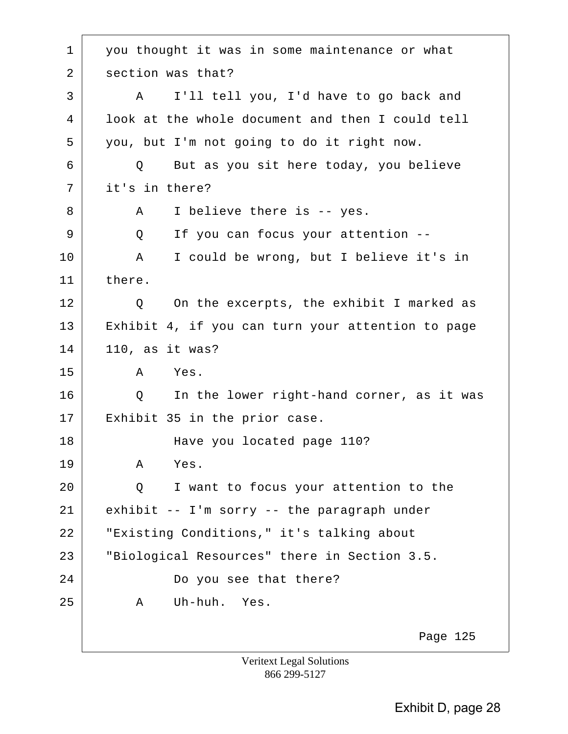1 you thought it was in some maintenance or what
2 section was that?
3 A I'll tell you, I'd have to go back and
4 look at the whole document and then I could tell
5 you, but I'm not going to do it right now.
6 Q But as you sit here today, you believe
7 it's in there?
8 A I believe there is -- yes.
9 Q If you can focus your attention --
10 A I could be wrong, but I believe it's in
11 there.
12 Q On the excerpts, the exhibit I marked as
13 Exhibit 4, if you can turn your attention to page
14 110, as it was?
15 A Yes.
16 Q In the lower right-hand corner, as it was
17 Exhibit 35 in the prior case.
18 Have you located page 110?
19 A Yes.
20 Q I want to focus your attention to the
21 exhibit -- I'm sorry -- the paragraph under
22 "Existing Conditions," it's talking about
23 "Biological Resources" there in Section 3.5.
24 Do you see that there?
25 A Uh-huh. Yes.

Page 125

Veritext Legal Solutions
866 299-5127

Exhibit D, page 28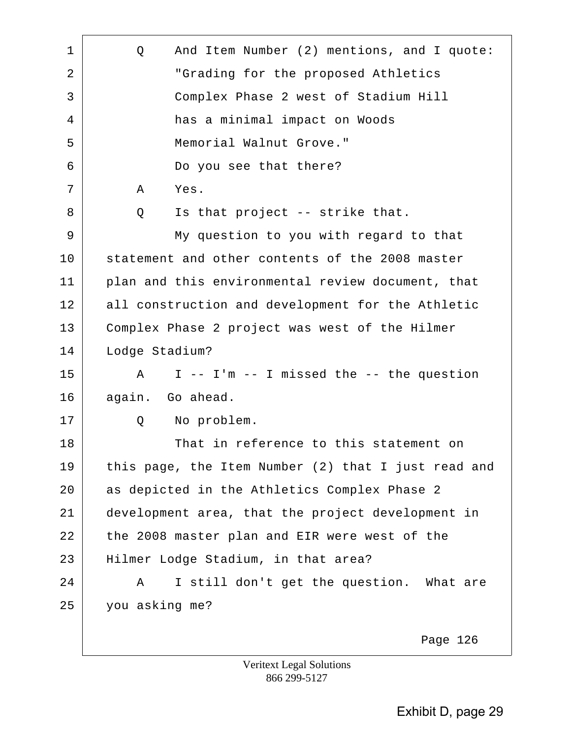1 Q And Item Number (2) mentions, and I quote:
2 "Grading for the proposed Athletics
3 Complex Phase 2 west of Stadium Hill
4 has a minimal impact on Woods
5 Memorial Walnut Grove."
6 Do you see that there?
7 A Yes.
8 Q Is that project -- strike that.
9 My question to you with regard to that
10 statement and other contents of the 2008 master
11 plan and this environmental review document, that
12 all construction and development for the Athletic
13 Complex Phase 2 project was west of the Hilmer
14 Lodge Stadium?
15 A I -- I'm -- I missed the -- the question
16 again. Go ahead.
17 Q No problem.
18 That in reference to this statement on
19 this page, the Item Number (2) that I just read and
20 as depicted in the Athletics Complex Phase 2
21 development area, that the project development in
22 the 2008 master plan and EIR were west of the
23 Hilmer Lodge Stadium, in that area?
24 A I still don't get the question. What are
25 you asking me?

Page 126

Veritext Legal Solutions
866 299-5127

Exhibit D, page 29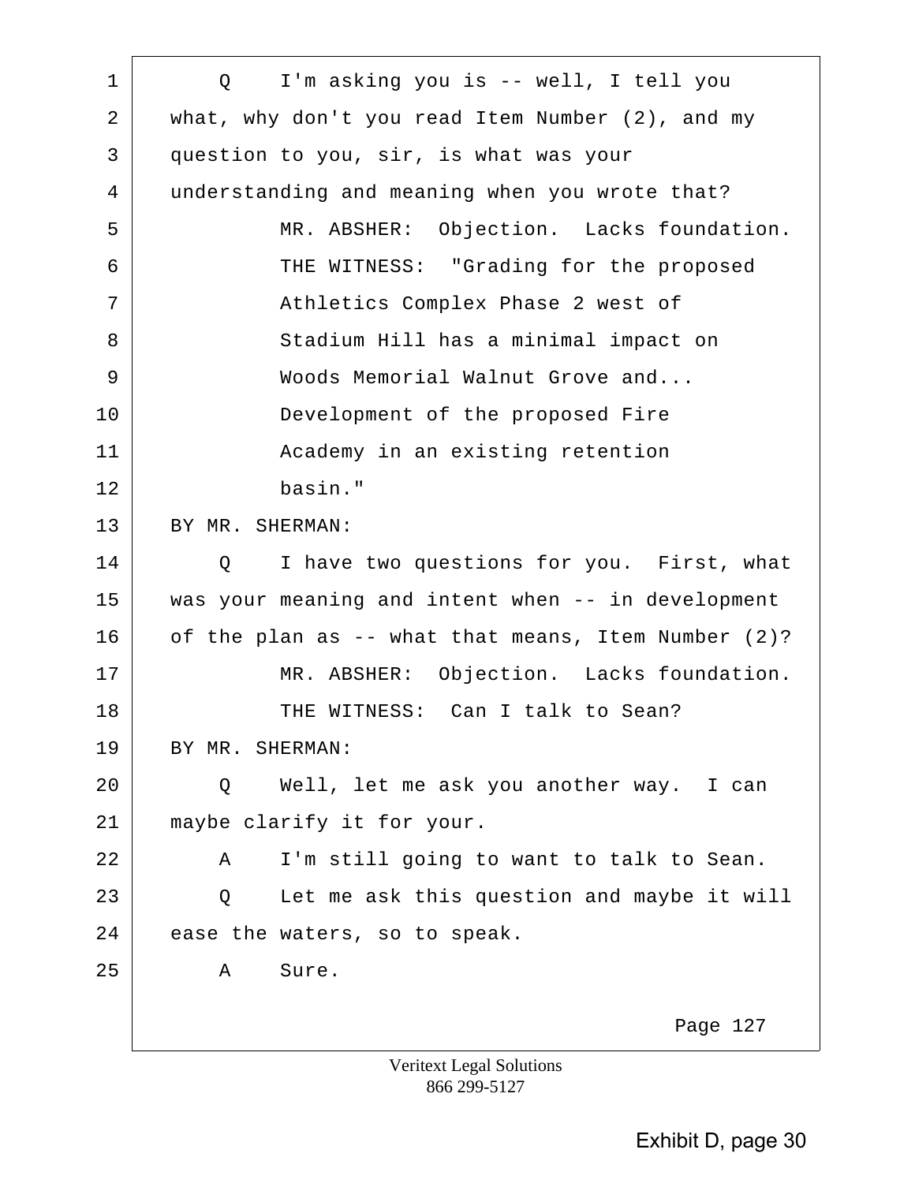1 Q I'm asking you is -- well, I tell you
2 what, why don't you read Item Number (2), and my
3 question to you, sir, is what was your
4 understanding and meaning when you wrote that?
5 MR. ABSHER: Objection. Lacks foundation.
6 THE WITNESS: "Grading for the proposed
7 Athletics Complex Phase 2 west of
8 Stadium Hill has a minimal impact on
9 Woods Memorial Walnut Grove and...
10 Development of the proposed Fire
11 Academy in an existing retention
12 basin."
13 BY MR. SHERMAN:
14 Q I have two questions for you. First, what
15 was your meaning and intent when -- in development
16 of the plan as -- what that means, Item Number (2)?
17 MR. ABSHER: Objection. Lacks foundation.
18 THE WITNESS: Can I talk to Sean?
19 BY MR. SHERMAN:
20 Q Well, let me ask you another way. I can
21 maybe clarify it for your.
22 A I'm still going to want to talk to Sean.
23 Q Let me ask this question and maybe it will
24 ease the waters, so to speak.
25 A Sure.

Veritext Legal Solutions
866 299-5127

Exhibit D, page 30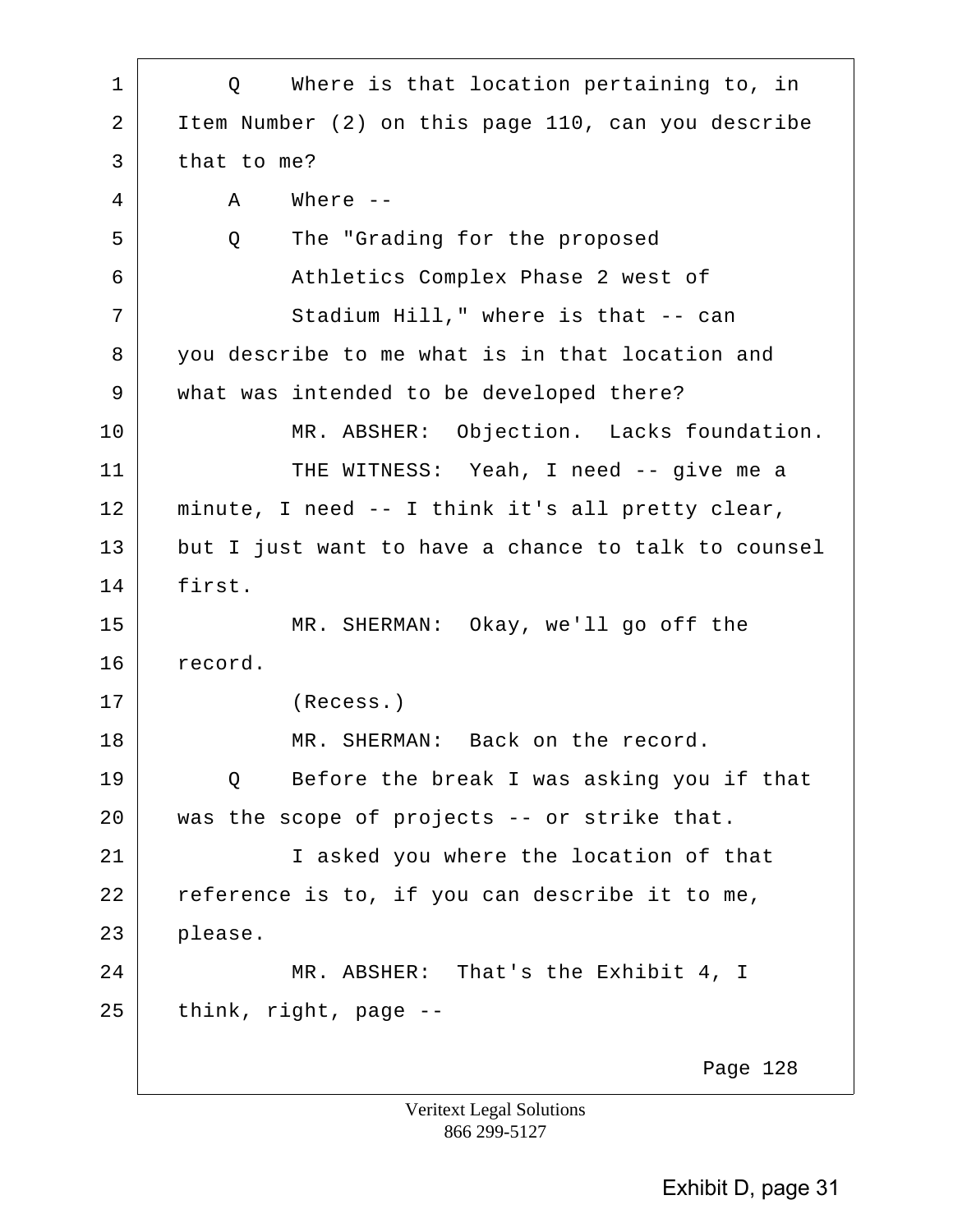1 Q Where is that location pertaining to, in
2 Item Number (2) on this page 110, can you describe
3 that to me?
4 A Where --
5 Q The "Grading for the proposed
6 Athletics Complex Phase 2 west of
7 Stadium Hill," where is that -- can
8 you describe to me what is in that location and
9 what was intended to be developed there?
10 MR. ABSHER: Objection. Lacks foundation.
11 THE WITNESS: Yeah, I need -- give me a
12 minute, I need -- I think it's all pretty clear,
13 but I just want to have a chance to talk to counsel
14 first.
15 MR. SHERMAN: Okay, we'll go off the
16 record.
17 (Recess.)
18 MR. SHERMAN: Back on the record.
19 Q Before the break I was asking you if that
20 was the scope of projects -- or strike that.
21 I asked you where the location of that
22 reference is to, if you can describe it to me,
23 please.
24 MR. ABSHER: That's the Exhibit 4, I
25 think, right, page --

Page 128

Veritext Legal Solutions
866 299-5127

Exhibit D, page 31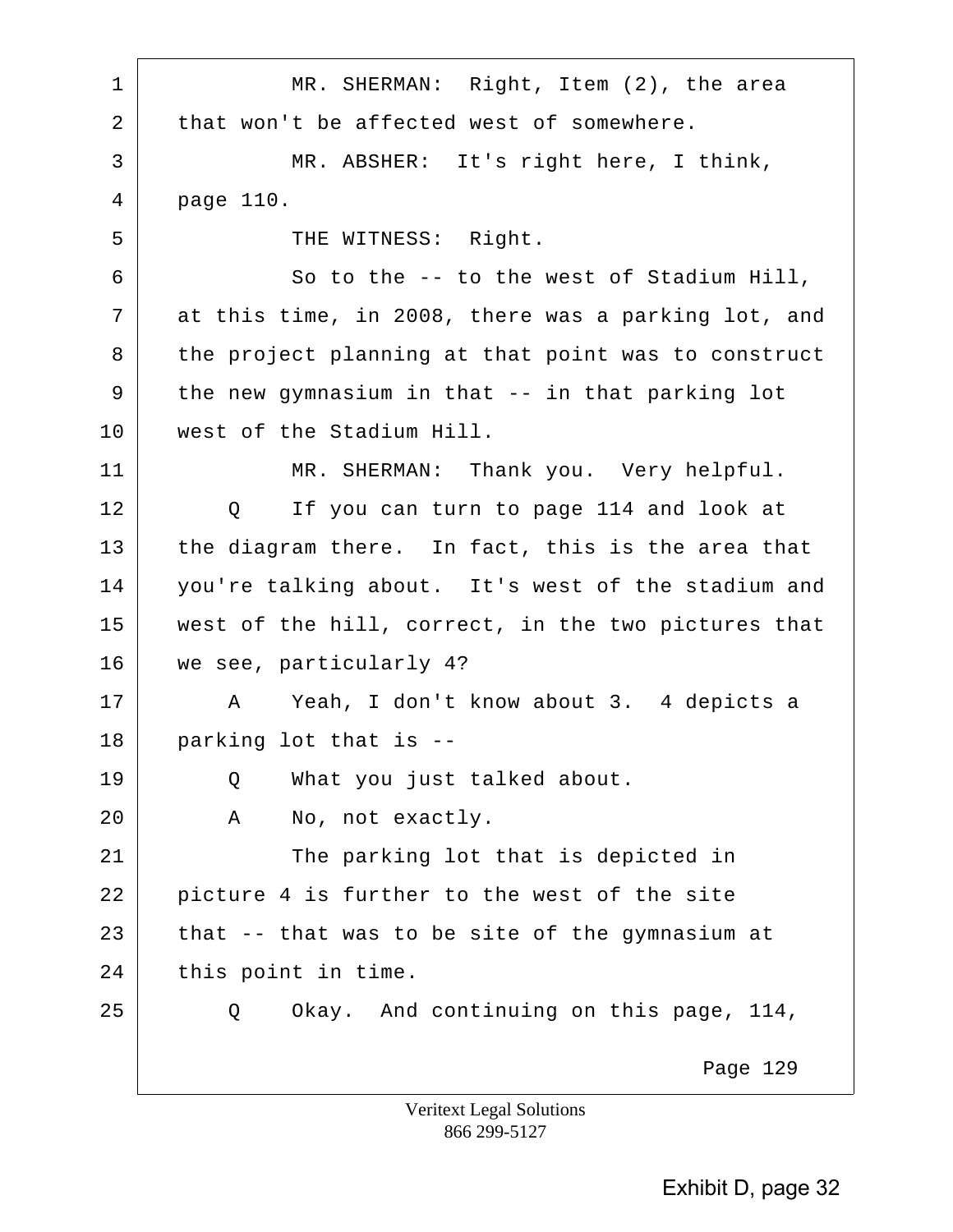1 MR. SHERMAN: Right, Item (2), the area
2 that won't be affected west of somewhere.
3 MR. ABSHER: It's right here, I think,
4 page 110.
5 THE WITNESS: Right.
6 So to the -- to the west of Stadium Hill,
7 at this time, in 2008, there was a parking lot, and
8 the project planning at that point was to construct
9 the new gymnasium in that -- in that parking lot
10 west of the Stadium Hill.
11 MR. SHERMAN: Thank you. Very helpful.
12 Q If you can turn to page 114 and look at
13 the diagram there. In fact, this is the area that
14 you're talking about. It's west of the stadium and
15 west of the hill, correct, in the two pictures that
16 we see, particularly 4?
17 A Yeah, I don't know about 3. 4 depicts a
18 parking lot that is --
19 Q What you just talked about.
20 A No, not exactly.
21 The parking lot that is depicted in
22 picture 4 is further to the west of the site
23 that -- that was to be site of the gymnasium at
24 this point in time.
25 Q Okay. And continuing on this page, 114,

Page 129

Veritext Legal Solutions
866 299-5127

Exhibit D, page 32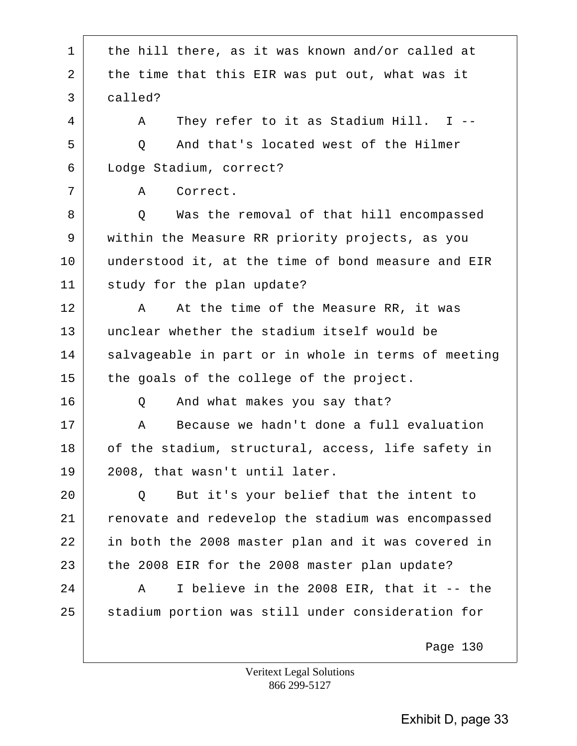1 the hill there, as it was known and/or called at
2 the time that this EIR was put out, what was it
3 called?

4 A They refer to it as Stadium Hill. I --

5 Q And that's located west of the Hilmer
6 Lodge Stadium, correct?

7 A Correct.

8 Q Was the removal of that hill encompassed
9 within the Measure RR priority projects, as you
10 understood it, at the time of bond measure and EIR
11 study for the plan update?

12 A At the time of the Measure RR, it was
13 unclear whether the stadium itself would be
14 salvageable in part or in whole in terms of meeting
15 the goals of the college of the project.

16 Q And what makes you say that?

17 A Because we hadn't done a full evaluation
18 of the stadium, structural, access, life safety in
19 2008, that wasn't until later.

20 Q But it's your belief that the intent to
21 renovate and redevelop the stadium was encompassed
22 in both the 2008 master plan and it was covered in
23 the 2008 EIR for the 2008 master plan update?

24 A I believe in the 2008 EIR, that it -- the
25 stadium portion was still under consideration for

Page 130

Veritext Legal Solutions
866 299-5127

Exhibit D, page 33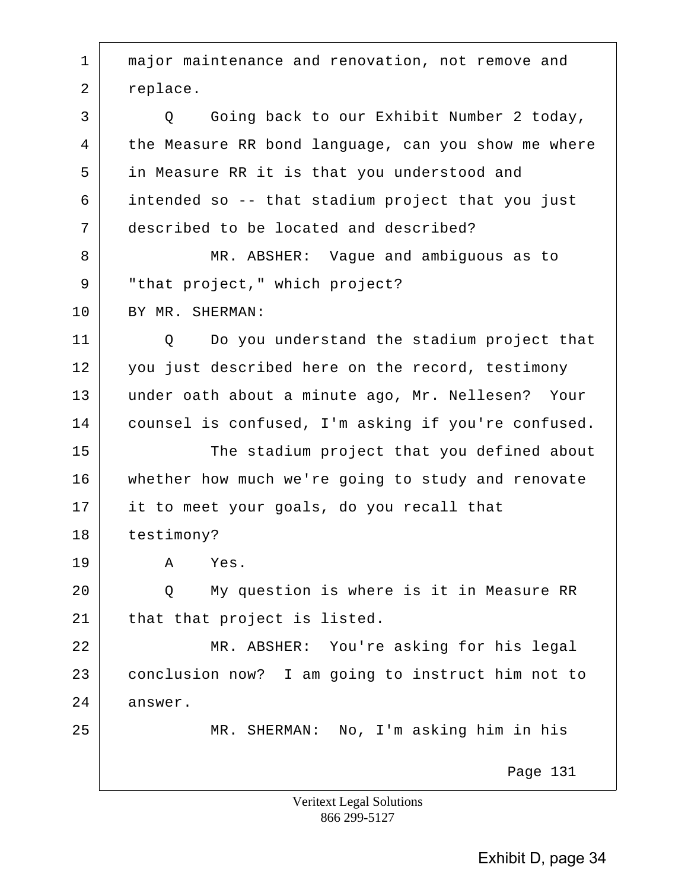1 major maintenance and renovation, not remove and
2 replace.
3 Q Going back to our Exhibit Number 2 today,
4 the Measure RR bond language, can you show me where
5 in Measure RR it is that you understood and
6 intended so -- that stadium project that you just
7 described to be located and described?
8 MR. ABSHER: Vague and ambiguous as to
9 "that project," which project?
10 BY MR. SHERMAN:
11 Q Do you understand the stadium project that
12 you just described here on the record, testimony
13 under oath about a minute ago, Mr. Nellesen? Your
14 counsel is confused, I'm asking if you're confused.
15 The stadium project that you defined about
16 whether how much we're going to study and renovate
17 it to meet your goals, do you recall that
18 testimony?
19 A Yes.
20 Q My question is where is it in Measure RR
21 that that project is listed.
22 MR. ABSHER: You're asking for his legal
23 conclusion now? I am going to instruct him not to
24 answer.
25 MR. SHERMAN: No, I'm asking him in his

Page 131

Veritext Legal Solutions
866 299-5127

Exhibit D, page 34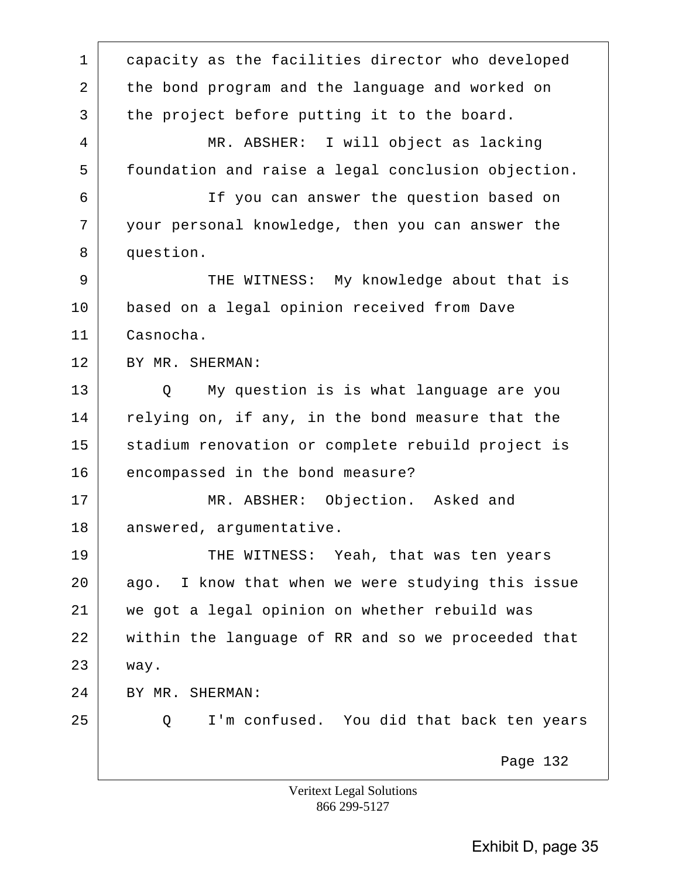1 capacity as the facilities director who developed
2 the bond program and the language and worked on
3 the project before putting it to the board.
4 MR. ABSHER: I will object as lacking
5 foundation and raise a legal conclusion objection.
6 If you can answer the question based on
7 your personal knowledge, then you can answer the
8 question.
9 THE WITNESS: My knowledge about that is
10 based on a legal opinion received from Dave
11 Casnocha.
12 BY MR. SHERMAN:
13 Q My question is is what language are you
14 relying on, if any, in the bond measure that the
15 stadium renovation or complete rebuild project is
16 encompassed in the bond measure?
17 MR. ABSHER: Objection. Asked and
18 answered, argumentative.
19 THE WITNESS: Yeah, that was ten years
20 ago. I know that when we were studying this issue
21 we got a legal opinion on whether rebuild was
22 within the language of RR and so we proceeded that
23 way.
24 BY MR. SHERMAN:
25 Q I'm confused. You did that back ten years

Page 132

Veritext Legal Solutions
866 299-5127

Exhibit D, page 35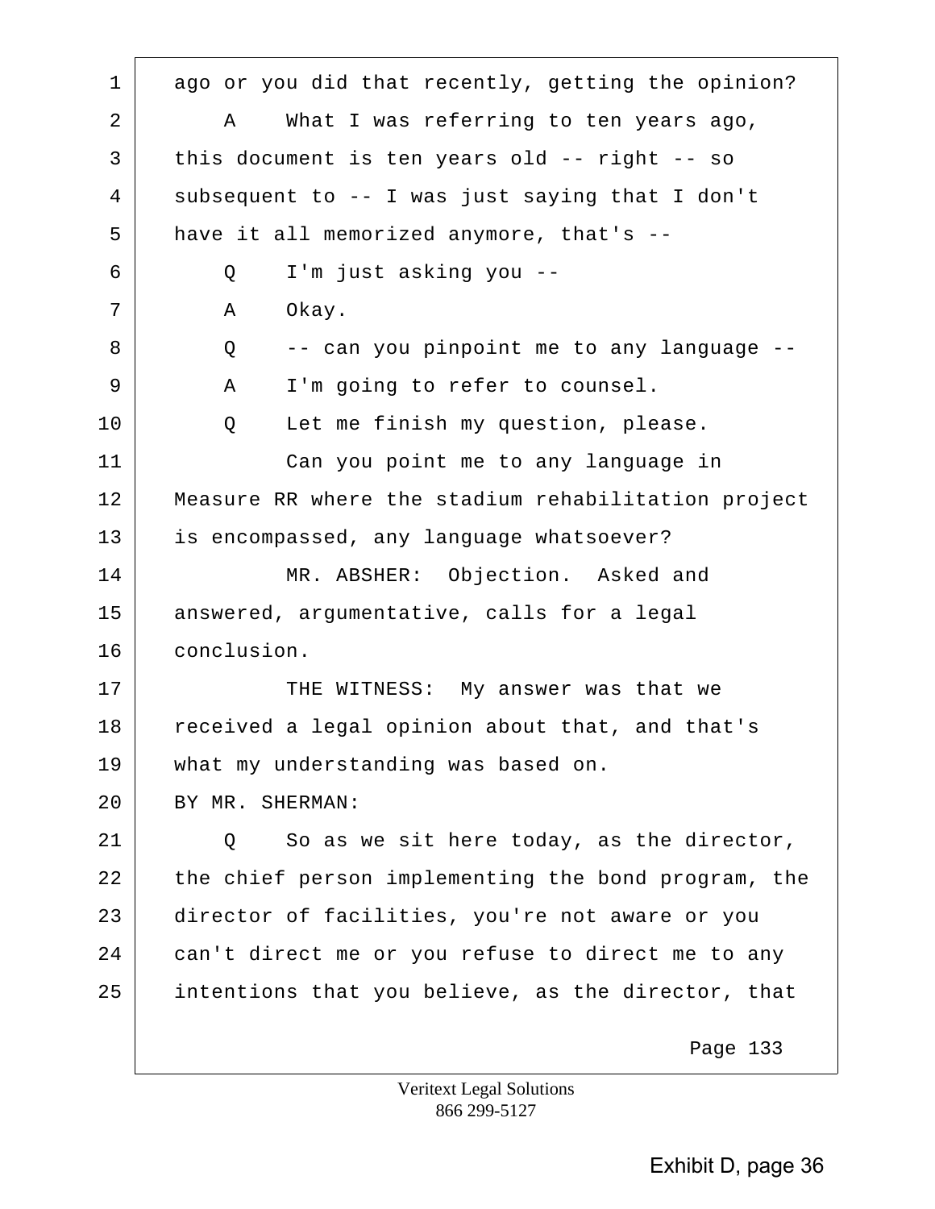1 ago or you did that recently, getting the opinion?

2 A What I was referring to ten years ago,

3 this document is ten years old -- right -- so

4 subsequent to -- I was just saying that I don't

5 have it all memorized anymore, that's --

6 Q I'm just asking you --

7 A Okay.

8 Q -- can you pinpoint me to any language --

9 A I'm going to refer to counsel.

10 Q Let me finish my question, please.

11 Can you point me to any language in

12 Measure RR where the stadium rehabilitation project

13 is encompassed, any language whatsoever?

14 MR. ABSHER: Objection. Asked and

15 answered, argumentative, calls for a legal

16 conclusion.

17 THE WITNESS: My answer was that we

18 received a legal opinion about that, and that's

19 what my understanding was based on.

20 BY MR. SHERMAN:

21 Q So as we sit here today, as the director,

22 the chief person implementing the bond program, the

23 director of facilities, you're not aware or you

24 can't direct me or you refuse to direct me to any

25 intentions that you believe, as the director, that

Page 133

Veritext Legal Solutions
866 299-5127

Exhibit D, page 36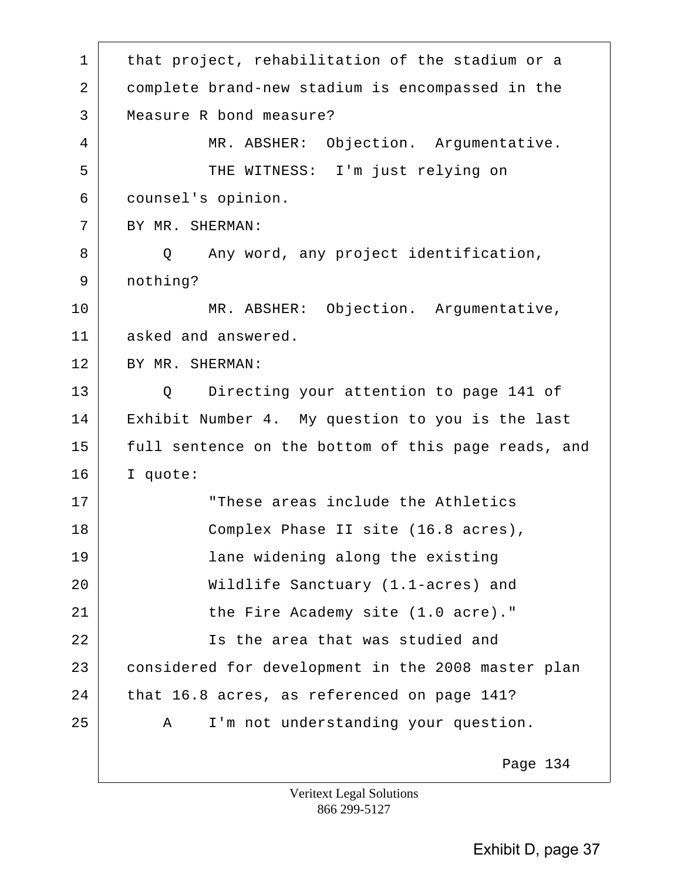that project, rehabilitation of the stadium or a complete brand-new stadium is encompassed in the Measure R bond measure?

MR. ABSHER: Objection. Argumentative.

THE WITNESS: I'm just relying on counsel's opinion.

BY MR. SHERMAN:

Q Any word, any project identification, nothing?

MR. ABSHER: Objection. Argumentative, asked and answered.

BY MR. SHERMAN:

Q Directing your attention to page 141 of Exhibit Number 4. My question to you is the last full sentence on the bottom of this page reads, and I quote:

> "These areas include the Athletics Complex Phase II site (16.8 acres), lane widening along the existing Wildlife Sanctuary (1.1-acres) and the Fire Academy site (1.0 acre)."

Is the area that was studied and considered for development in the 2008 master plan that 16.8 acres, as referenced on page 141?

A I'm not understanding your question.

Veritext Legal Solutions
866 299-5127

Exhibit D, page 37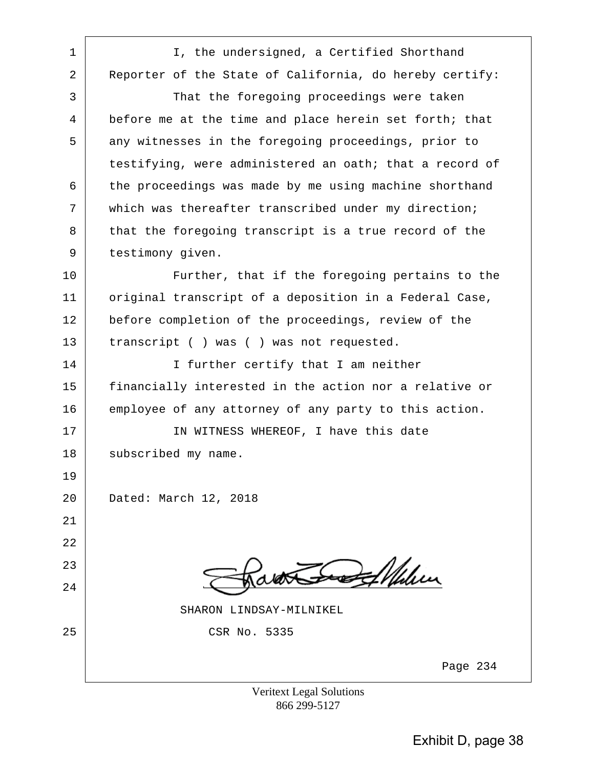I, the undersigned, a Certified Shorthand Reporter of the State of California, do hereby certify:

That the foregoing proceedings were taken before me at the time and place herein set forth; that any witnesses in the foregoing proceedings, prior to testifying, were administered an oath; that a record of the proceedings was made by me using machine shorthand which was thereafter transcribed under my direction; that the foregoing transcript is a true record of the testimony given.

Further, that if the foregoing pertains to the original transcript of a deposition in a Federal Case, before completion of the proceedings, review of the transcript ( ) was ( ) was not requested.

I further certify that I am neither financially interested in the action nor a relative or employee of any attorney of any party to this action.

IN WITNESS WHEREOF, I have this date subscribed my name.

Dated: March 12, 2018

SHARON LINDSAY-MILNIKEL

CSR No. 5335

Page 234

Veritext Legal Solutions
866 299-5127

Exhibit D, page 38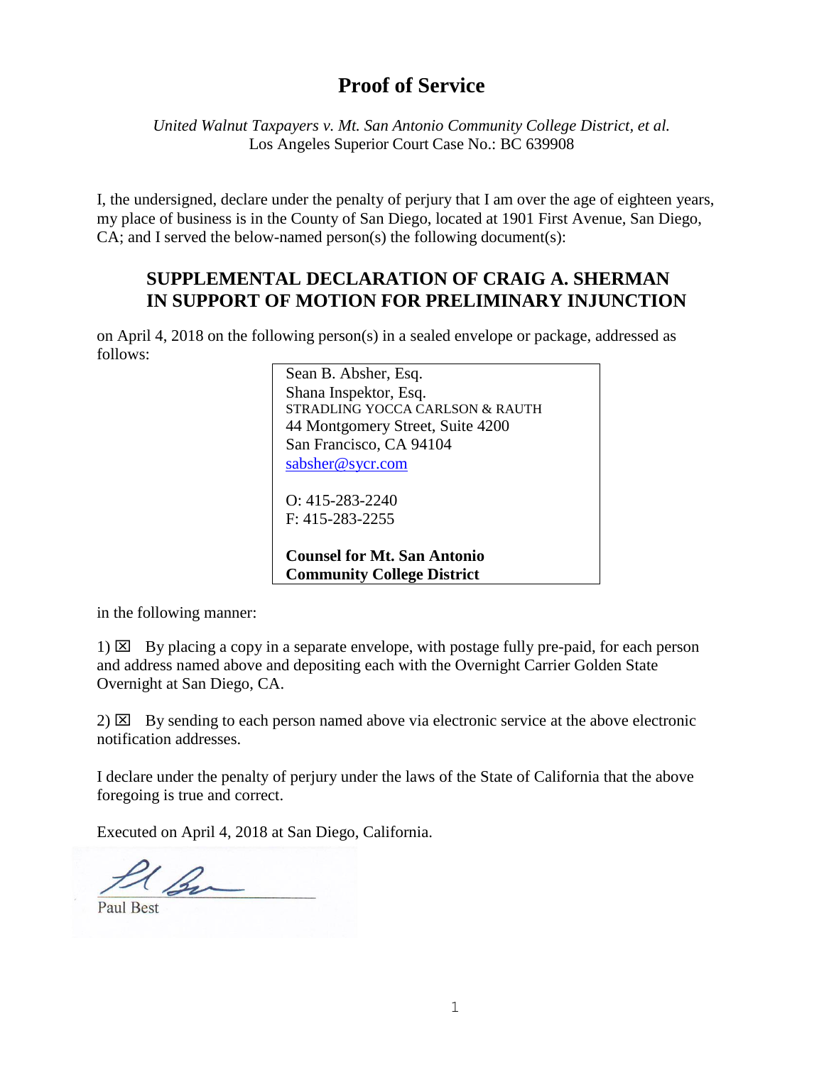# Proof of Service

*United Walnut Taxpayers v. Mt. San Antonio Community College District, et al.*
Los Angeles Superior Court Case No.: BC 639908

I, the undersigned, declare under the penalty of perjury that I am over the age of eighteen years, my place of business is in the County of San Diego, located at 1901 First Avenue, San Diego, CA; and I served the below-named person(s) the following document(s):

## SUPPLEMENTAL DECLARATION OF CRAIG A. SHERMAN IN SUPPORT OF MOTION FOR PRELIMINARY INJUNCTION

on April 4, 2018 on the following person(s) in a sealed envelope or package, addressed as follows:

Sean B. Absher, Esq.
Shana Inspektor, Esq.
STRADLING YOCCA CARLSON & RAUTH
44 Montgomery Street, Suite 4200
San Francisco, CA 94104
sabsher@sycr.com

O: 415-283-2240
F: 415-283-2255

**Counsel for Mt. San Antonio Community College District**

in the following manner:

1) ☒ By placing a copy in a separate envelope, with postage fully pre-paid, for each person and address named above and depositing each with the Overnight Carrier Golden State Overnight at San Diego, CA.

2) ☒ By sending to each person named above via electronic service at the above electronic notification addresses.

I declare under the penalty of perjury under the laws of the State of California that the above foregoing is true and correct.

Executed on April 4, 2018 at San Diego, California.

Paul Best